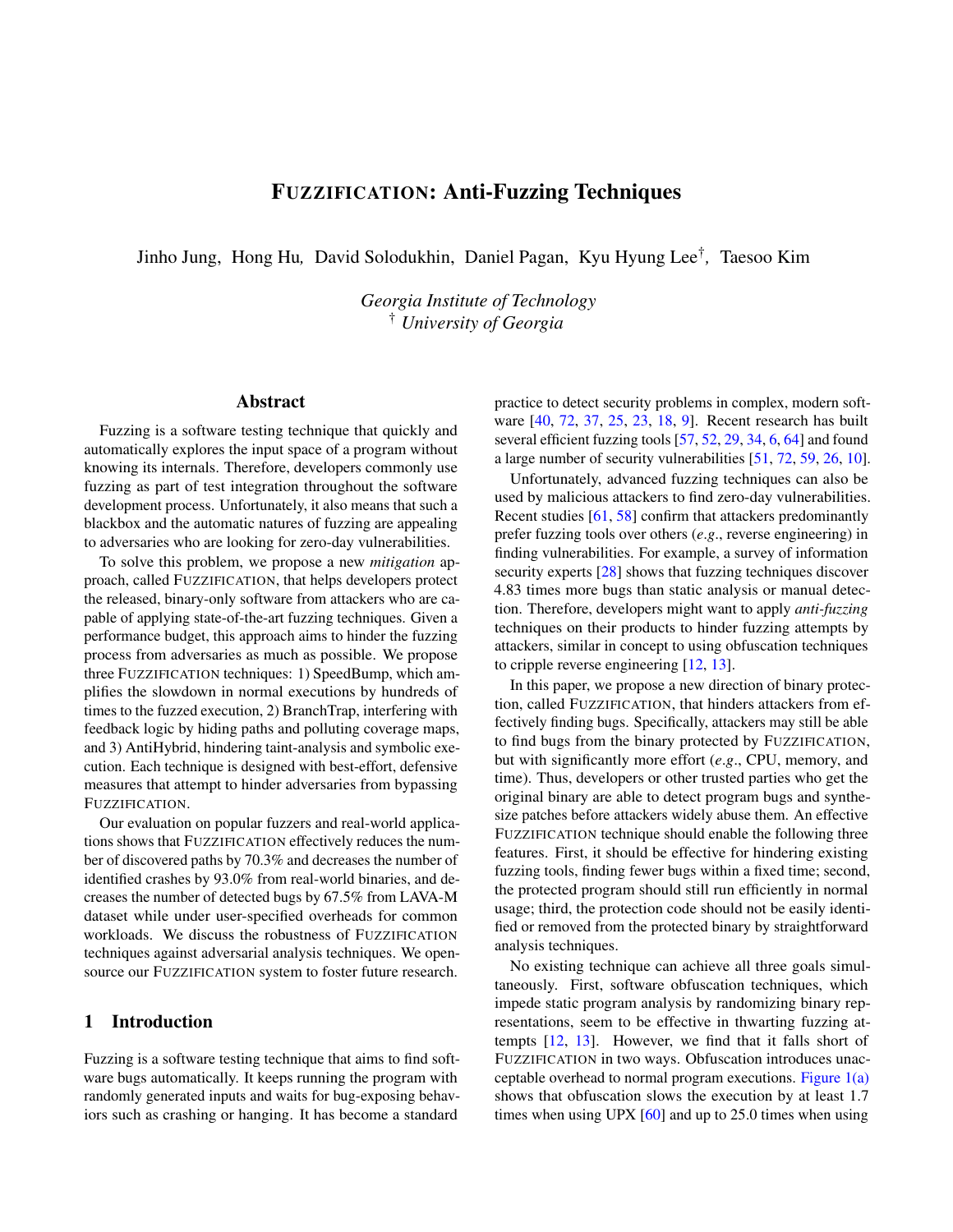# FUZZIFICATION: Anti-Fuzzing Techniques

Jinho Jung, Hong Hu, David Solodukhin, Daniel Pagan, Kyu Hyung Lee[†], Taesoo Kim

*Georgia Institute of Technology*
[†] *University of Georgia*

## Abstract

Fuzzing is a software testing technique that quickly and automatically explores the input space of a program without knowing its internals. Therefore, developers commonly use fuzzing as part of test integration throughout the software development process. Unfortunately, it also means that such a blackbox and the automatic natures of fuzzing are appealing to adversaries who are looking for zero-day vulnerabilities.

To solve this problem, we propose a new *mitigation* approach, called FUZZIFICATION, that helps developers protect the released, binary-only software from attackers who are capable of applying state-of-the-art fuzzing techniques. Given a performance budget, this approach aims to hinder the fuzzing process from adversaries as much as possible. We propose three FUZZIFICATION techniques: 1) SpeedBump, which amplifies the slowdown in normal executions by hundreds of times to the fuzzed execution, 2) BranchTrap, interfering with feedback logic by hiding paths and polluting coverage maps, and 3) AntiHybrid, hindering taint-analysis and symbolic execution. Each technique is designed with best-effort, defensive measures that attempt to hinder adversaries from bypassing FUZZIFICATION.

Our evaluation on popular fuzzers and real-world applications shows that FUZZIFICATION effectively reduces the number of discovered paths by 70.3% and decreases the number of identified crashes by 93.0% from real-world binaries, and decreases the number of detected bugs by 67.5% from LAVA-M dataset while under user-specified overheads for common workloads. We discuss the robustness of FUZZIFICATION techniques against adversarial analysis techniques. We open-source our FUZZIFICATION system to foster future research.

## 1 Introduction

Fuzzing is a software testing technique that aims to find software bugs automatically. It keeps running the program with randomly generated inputs and waits for bug-exposing behaviors such as crashing or hanging. It has become a standard practice to detect security problems in complex, modern software [40, 72, 37, 25, 23, 18, 9]. Recent research has built several efficient fuzzing tools [57, 52, 29, 34, 6, 64] and found a large number of security vulnerabilities [51, 72, 59, 26, 10].

Unfortunately, advanced fuzzing techniques can also be used by malicious attackers to find zero-day vulnerabilities. Recent studies [61, 58] confirm that attackers predominantly prefer fuzzing tools over others (*e.g.*, reverse engineering) in finding vulnerabilities. For example, a survey of information security experts [28] shows that fuzzing techniques discover 4.83 times more bugs than static analysis or manual detection. Therefore, developers might want to apply *anti-fuzzing* techniques on their products to hinder fuzzing attempts by attackers, similar in concept to using obfuscation techniques to cripple reverse engineering [12, 13].

In this paper, we propose a new direction of binary protection, called FUZZIFICATION, that hinders attackers from effectively finding bugs. Specifically, attackers may still be able to find bugs from the binary protected by FUZZIFICATION, but with significantly more effort (*e.g.*, CPU, memory, and time). Thus, developers or other trusted parties who get the original binary are able to detect program bugs and synthesize patches before attackers widely abuse them. An effective FUZZIFICATION technique should enable the following three features. First, it should be effective for hindering existing fuzzing tools, finding fewer bugs within a fixed time; second, the protected program should still run efficiently in normal usage; third, the protection code should not be easily identified or removed from the protected binary by straightforward analysis techniques.

No existing technique can achieve all three goals simultaneously. First, software obfuscation techniques, which impede static program analysis by randomizing binary representations, seem to be effective in thwarting fuzzing attempts [12, 13]. However, we find that it falls short of FUZZIFICATION in two ways. Obfuscation introduces unacceptable overhead to normal program executions. Figure 1(a) shows that obfuscation slows the execution by at least 1.7 times when using UPX [60] and up to 25.0 times when using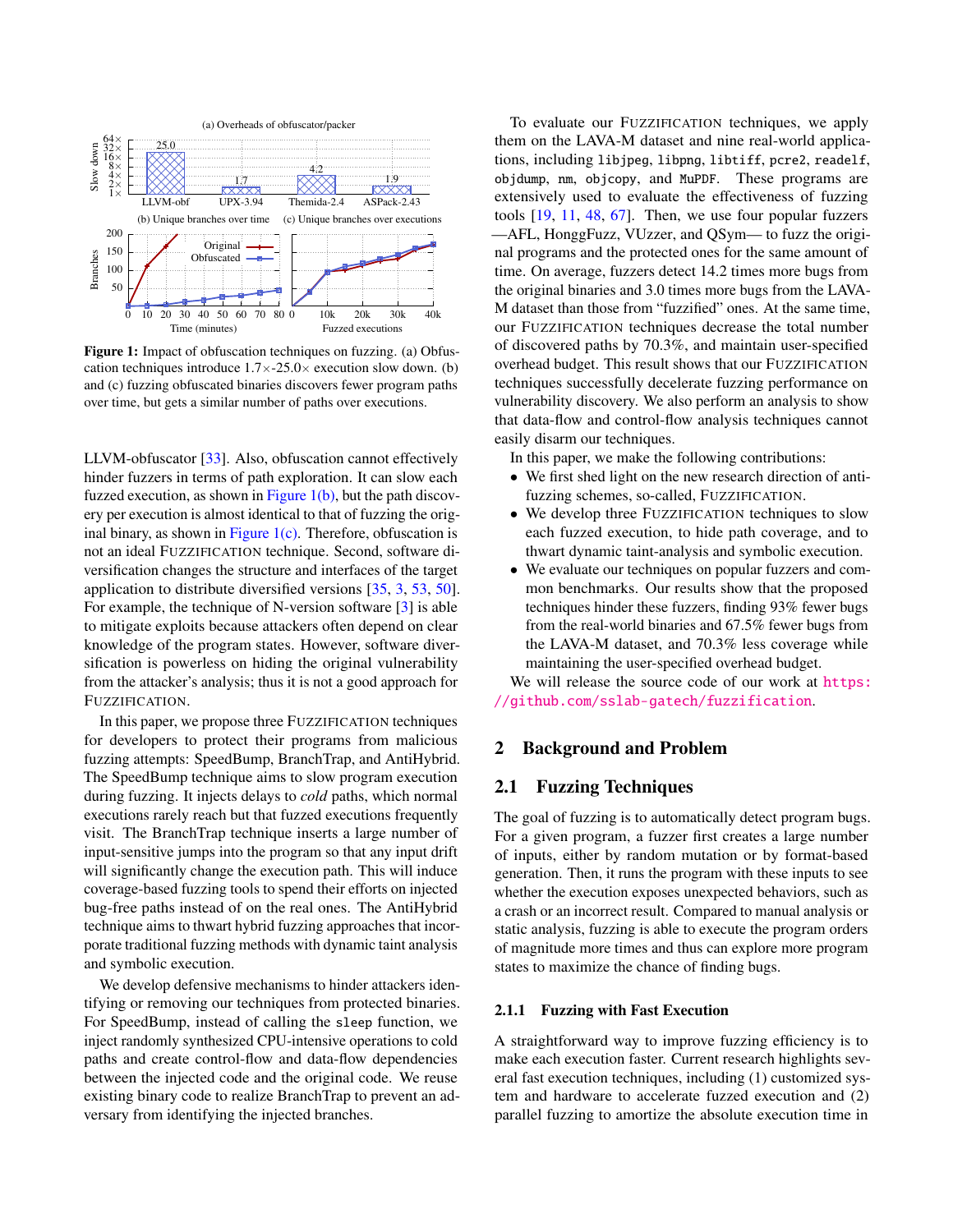(a) Overheads of obfuscator/packer

Slow down

64× 32× 16× 8× 4× 2× 1×

25.0 1.7 4.2 1.9

LLVM-obf UPX-3.94 Themida-2.4 ASPack-2.43

(b) Unique branches over time

(c) Unique branches over executions

Branches

200 150 100 50

Original
Obfuscated

0 10 20 30 40 50 60 70 80

Time (minutes)

0 10k 20k 30k 40k

Fuzzed executions

**Figure 1:** Impact of obfuscation techniques on fuzzing. (a) Obfuscation techniques introduce 1.7×-25.0× execution slow down. (b) and (c) fuzzing obfuscated binaries discovers fewer program paths over time, but gets a similar number of paths over executions.

LLVM-obfuscator [33]. Also, obfuscation cannot effectively hinder fuzzers in terms of path exploration. It can slow each fuzzed execution, as shown in Figure 1(b), but the path discovery per execution is almost identical to that of fuzzing the original binary, as shown in Figure 1(c). Therefore, obfuscation is not an ideal FUZZIFICATION technique. Second, software diversification changes the structure and interfaces of the target application to distribute diversified versions [35, 3, 53, 50]. For example, the technique of N-version software [3] is able to mitigate exploits because attackers often depend on clear knowledge of the program states. However, software diversification is powerless on hiding the original vulnerability from the attacker's analysis; thus it is not a good approach for FUZZIFICATION.

In this paper, we propose three FUZZIFICATION techniques for developers to protect their programs from malicious fuzzing attempts: SpeedBump, BranchTrap, and AntiHybrid. The SpeedBump technique aims to slow program execution during fuzzing. It injects delays to *cold* paths, which normal executions rarely reach but that fuzzed executions frequently visit. The BranchTrap technique inserts a large number of input-sensitive jumps into the program so that any input drift will significantly change the execution path. This will induce coverage-based fuzzing tools to spend their efforts on injected bug-free paths instead of on the real ones. The AntiHybrid technique aims to thwart hybrid fuzzing approaches that incorporate traditional fuzzing methods with dynamic taint analysis and symbolic execution.

We develop defensive mechanisms to hinder attackers identifying or removing our techniques from protected binaries. For SpeedBump, instead of calling the `sleep` function, we inject randomly synthesized CPU-intensive operations to cold paths and create control-flow and data-flow dependencies between the injected code and the original code. We reuse existing binary code to realize BranchTrap to prevent an adversary from identifying the injected branches.

To evaluate our FUZZIFICATION techniques, we apply them on the LAVA-M dataset and nine real-world applications, including `libjpeg`, `libpng`, `libtiff`, `pcre2`, `readelf`, `objdump`, `nm`, `objcopy`, and `MuPDF`. These programs are extensively used to evaluate the effectiveness of fuzzing tools [19, 11, 48, 67]. Then, we use four popular fuzzers —AFL, HonggFuzz, VUzzer, and QSym— to fuzz the original programs and the protected ones for the same amount of time. On average, fuzzers detect 14.2 times more bugs from the original binaries and 3.0 times more bugs from the LAVA-M dataset than those from "fuzzified" ones. At the same time, our FUZZIFICATION techniques decrease the total number of discovered paths by 70.3%, and maintain user-specified overhead budget. This result shows that our FUZZIFICATION techniques successfully decelerate fuzzing performance on vulnerability discovery. We also perform an analysis to show that data-flow and control-flow analysis techniques cannot easily disarm our techniques.

In this paper, we make the following contributions:

- We first shed light on the new research direction of anti-fuzzing schemes, so-called, FUZZIFICATION.
- We develop three FUZZIFICATION techniques to slow each fuzzed execution, to hide path coverage, and to thwart dynamic taint-analysis and symbolic execution.
- We evaluate our techniques on popular fuzzers and common benchmarks. Our results show that the proposed techniques hinder these fuzzers, finding 93% fewer bugs from the real-world binaries and 67.5% fewer bugs from the LAVA-M dataset, and 70.3% less coverage while maintaining the user-specified overhead budget.

We will release the source code of our work at https://github.com/sslab-gatech/fuzzification.

## 2 Background and Problem

### 2.1 Fuzzing Techniques

The goal of fuzzing is to automatically detect program bugs. For a given program, a fuzzer first creates a large number of inputs, either by random mutation or by format-based generation. Then, it runs the program with these inputs to see whether the execution exposes unexpected behaviors, such as a crash or an incorrect result. Compared to manual analysis or static analysis, fuzzing is able to execute the program orders of magnitude more times and thus can explore more program states to maximize the chance of finding bugs.

#### 2.1.1 Fuzzing with Fast Execution

A straightforward way to improve fuzzing efficiency is to make each execution faster. Current research highlights several fast execution techniques, including (1) customized system and hardware to accelerate fuzzed execution and (2) parallel fuzzing to amortize the absolute execution time in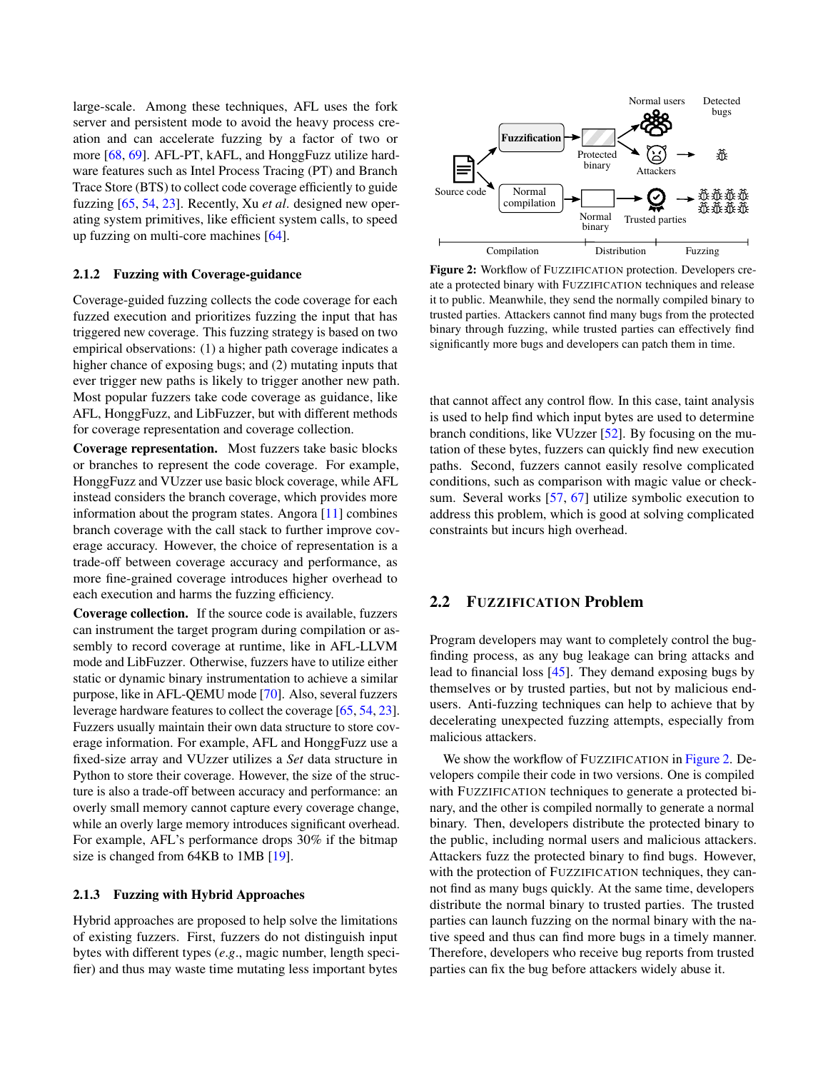large-scale. Among these techniques, AFL uses the fork server and persistent mode to avoid the heavy process creation and can accelerate fuzzing by a factor of two or more [68, 69]. AFL-PT, kAFL, and HonggFuzz utilize hardware features such as Intel Process Tracing (PT) and Branch Trace Store (BTS) to collect code coverage efficiently to guide fuzzing [65, 54, 23]. Recently, Xu *et al*. designed new operating system primitives, like efficient system calls, to speed up fuzzing on multi-core machines [64].

#### 2.1.2 Fuzzing with Coverage-guidance

Coverage-guided fuzzing collects the code coverage for each fuzzed execution and prioritizes fuzzing the input that has triggered new coverage. This fuzzing strategy is based on two empirical observations: (1) a higher path coverage indicates a higher chance of exposing bugs; and (2) mutating inputs that ever trigger new paths is likely to trigger another new path. Most popular fuzzers take code coverage as guidance, like AFL, HonggFuzz, and LibFuzzer, but with different methods for coverage representation and coverage collection.

**Coverage representation.** Most fuzzers take basic blocks or branches to represent the code coverage. For example, HonggFuzz and VUzzer use basic block coverage, while AFL instead considers the branch coverage, which provides more information about the program states. Angora [11] combines branch coverage with the call stack to further improve coverage accuracy. However, the choice of representation is a trade-off between coverage accuracy and performance, as more fine-grained coverage introduces higher overhead to each execution and harms the fuzzing efficiency.

**Coverage collection.** If the source code is available, fuzzers can instrument the target program during compilation or assembly to record coverage at runtime, like in AFL-LLVM mode and LibFuzzer. Otherwise, fuzzers have to utilize either static or dynamic binary instrumentation to achieve a similar purpose, like in AFL-QEMU mode [70]. Also, several fuzzers leverage hardware features to collect the coverage [65, 54, 23]. Fuzzers usually maintain their own data structure to store coverage information. For example, AFL and HonggFuzz use a fixed-size array and VUzzer utilizes a *Set* data structure in Python to store their coverage. However, the size of the structure is also a trade-off between accuracy and performance: an overly small memory cannot capture every coverage change, while an overly large memory introduces significant overhead. For example, AFL's performance drops 30% if the bitmap size is changed from 64KB to 1MB [19].

#### 2.1.3 Fuzzing with Hybrid Approaches

Hybrid approaches are proposed to help solve the limitations of existing fuzzers. First, fuzzers do not distinguish input bytes with different types (*e.g.*, magic number, length specifier) and thus may waste time mutating less important bytes that cannot affect any control flow. In this case, taint analysis is used to help find which input bytes are used to determine branch conditions, like VUzzer [52]. By focusing on the mutation of these bytes, fuzzers can quickly find new execution paths. Second, fuzzers cannot easily resolve complicated conditions, such as comparison with magic value or checksum. Several works [57, 67] utilize symbolic execution to address this problem, which is good at solving complicated constraints but incurs high overhead.

Figure 2: Workflow of FUZZIFICATION protection. Developers create a protected binary with FUZZIFICATION techniques and release it to public. Meanwhile, they send the normally compiled binary to trusted parties. Attackers cannot find many bugs from the protected binary through fuzzing, while trusted parties can effectively find significantly more bugs and developers can patch them in time.

## 2.2 FUZZIFICATION Problem

Program developers may want to completely control the bug-finding process, as any bug leakage can bring attacks and lead to financial loss [45]. They demand exposing bugs by themselves or by trusted parties, but not by malicious end-users. Anti-fuzzing techniques can help to achieve that by decelerating unexpected fuzzing attempts, especially from malicious attackers.

We show the workflow of FUZZIFICATION in Figure 2. Developers compile their code in two versions. One is compiled with FUZZIFICATION techniques to generate a protected binary, and the other is compiled normally to generate a normal binary. Then, developers distribute the protected binary to the public, including normal users and malicious attackers. Attackers fuzz the protected binary to find bugs. However, with the protection of FUZZIFICATION techniques, they cannot find as many bugs quickly. At the same time, developers distribute the normal binary to trusted parties. The trusted parties can launch fuzzing on the normal binary with the native speed and thus can find more bugs in a timely manner. Therefore, developers who receive bug reports from trusted parties can fix the bug before attackers widely abuse it.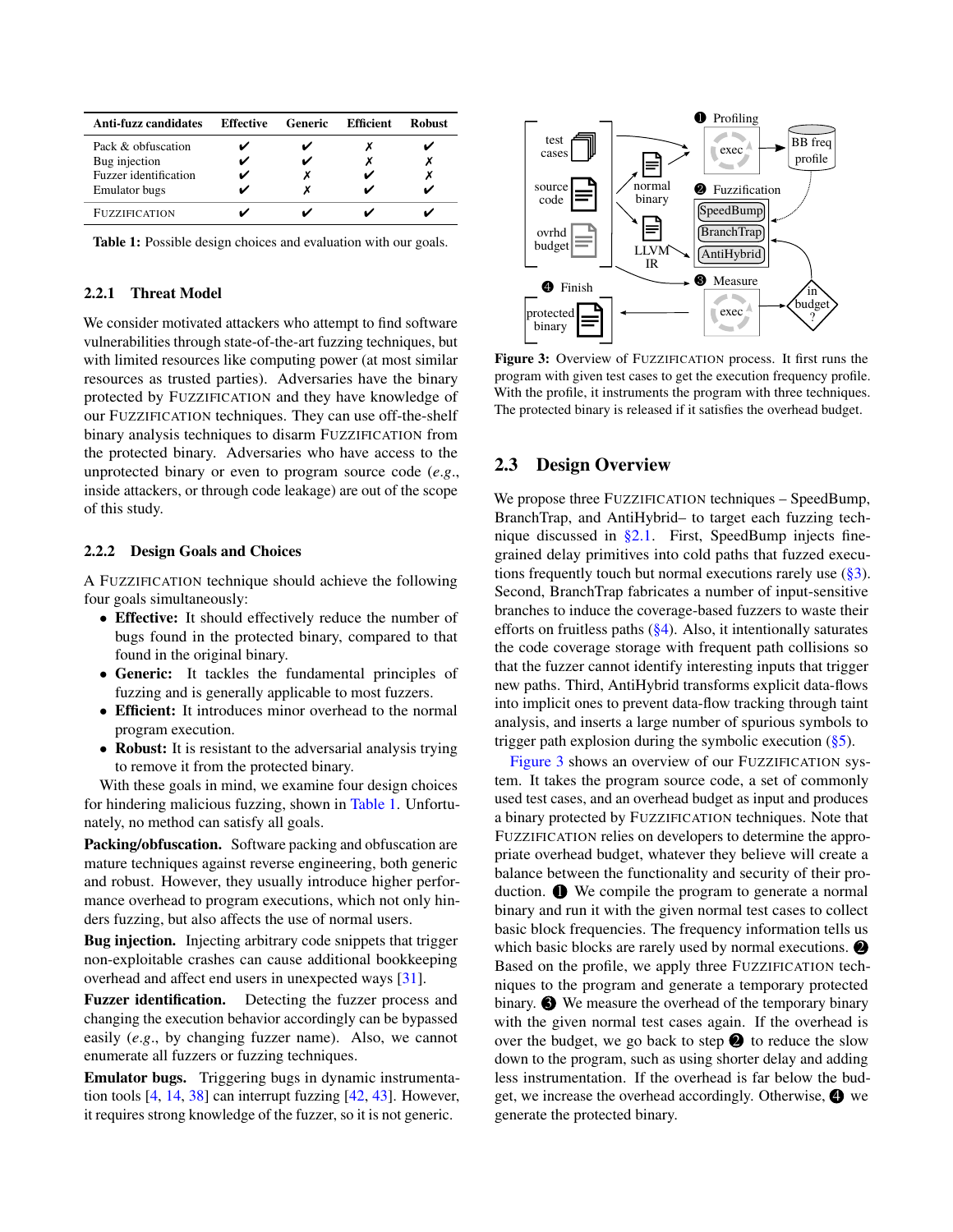| Anti-fuzz candidates | Effective | Generic | Efficient | Robust |
|---|---|---|---|---|
| Pack & obfuscation | ✔ | ✔ | ✗ | ✔ |
| Bug injection | ✔ | ✔ | ✗ | ✗ |
| Fuzzer identification | ✔ | ✗ | ✔ | ✗ |
| Emulator bugs | ✔ | ✗ | ✔ | ✔ |
| FUZZIFICATION | ✔ | ✔ | ✔ | ✔ |

**Table 1:** Possible design choices and evaluation with our goals.

### 2.2.1 Threat Model

We consider motivated attackers who attempt to find software vulnerabilities through state-of-the-art fuzzing techniques, but with limited resources like computing power (at most similar resources as trusted parties). Adversaries have the binary protected by FUZZIFICATION and they have knowledge of our FUZZIFICATION techniques. They can use off-the-shelf binary analysis techniques to disarm FUZZIFICATION from the protected binary. Adversaries who have access to the unprotected binary or even to program source code (*e.g.*, inside attackers, or through code leakage) are out of the scope of this study.

### 2.2.2 Design Goals and Choices

A FUZZIFICATION technique should achieve the following four goals simultaneously:

- **Effective:** It should effectively reduce the number of bugs found in the protected binary, compared to that found in the original binary.
- **Generic:** It tackles the fundamental principles of fuzzing and is generally applicable to most fuzzers.
- **Efficient:** It introduces minor overhead to the normal program execution.
- **Robust:** It is resistant to the adversarial analysis trying to remove it from the protected binary.

With these goals in mind, we examine four design choices for hindering malicious fuzzing, shown in Table 1. Unfortunately, no method can satisfy all goals.

**Packing/obfuscation.** Software packing and obfuscation are mature techniques against reverse engineering, both generic and robust. However, they usually introduce higher performance overhead to program executions, which not only hinders fuzzing, but also affects the use of normal users.

**Bug injection.** Injecting arbitrary code snippets that trigger non-exploitable crashes can cause additional bookkeeping overhead and affect end users in unexpected ways [31].

**Fuzzer identification.** Detecting the fuzzer process and changing the execution behavior accordingly can be bypassed easily (*e.g.*, by changing fuzzer name). Also, we cannot enumerate all fuzzers or fuzzing techniques.

**Emulator bugs.** Triggering bugs in dynamic instrumentation tools [4, 14, 38] can interrupt fuzzing [42, 43]. However, it requires strong knowledge of the fuzzer, so it is not generic.

❶ Profiling
test cases
source code
ovrhd budget
normal binary
LLVM IR
exec
BB freq profile
❷ Fuzzification
SpeedBump
BranchTrap
AntiHybrid
❸ Measure
exec
in budget ?
❹ Finish
protected binary

**Figure 3:** Overview of FUZZIFICATION process. It first runs the program with given test cases to get the execution frequency profile. With the profile, it instruments the program with three techniques. The protected binary is released if it satisfies the overhead budget.

## 2.3 Design Overview

We propose three FUZZIFICATION techniques – SpeedBump, BranchTrap, and AntiHybrid– to target each fuzzing technique discussed in §2.1. First, SpeedBump injects fine-grained delay primitives into cold paths that fuzzed executions frequently touch but normal executions rarely use (§3). Second, BranchTrap fabricates a number of input-sensitive branches to induce the coverage-based fuzzers to waste their efforts on fruitless paths (§4). Also, it intentionally saturates the code coverage storage with frequent path collisions so that the fuzzer cannot identify interesting inputs that trigger new paths. Third, AntiHybrid transforms explicit data-flows into implicit ones to prevent data-flow tracking through taint analysis, and inserts a large number of spurious symbols to trigger path explosion during the symbolic execution (§5).

Figure 3 shows an overview of our FUZZIFICATION system. It takes the program source code, a set of commonly used test cases, and an overhead budget as input and produces a binary protected by FUZZIFICATION techniques. Note that FUZZIFICATION relies on developers to determine the appropriate overhead budget, whatever they believe will create a balance between the functionality and security of their production. ❶ We compile the program to generate a normal binary and run it with the given normal test cases to collect basic block frequencies. The frequency information tells us which basic blocks are rarely used by normal executions. ❷ Based on the profile, we apply three FUZZIFICATION techniques to the program and generate a temporary protected binary. ❸ We measure the overhead of the temporary binary with the given normal test cases again. If the overhead is over the budget, we go back to step ❷ to reduce the slow down to the program, such as using shorter delay and adding less instrumentation. If the overhead is far below the budget, we increase the overhead accordingly. Otherwise, ❹ we generate the protected binary.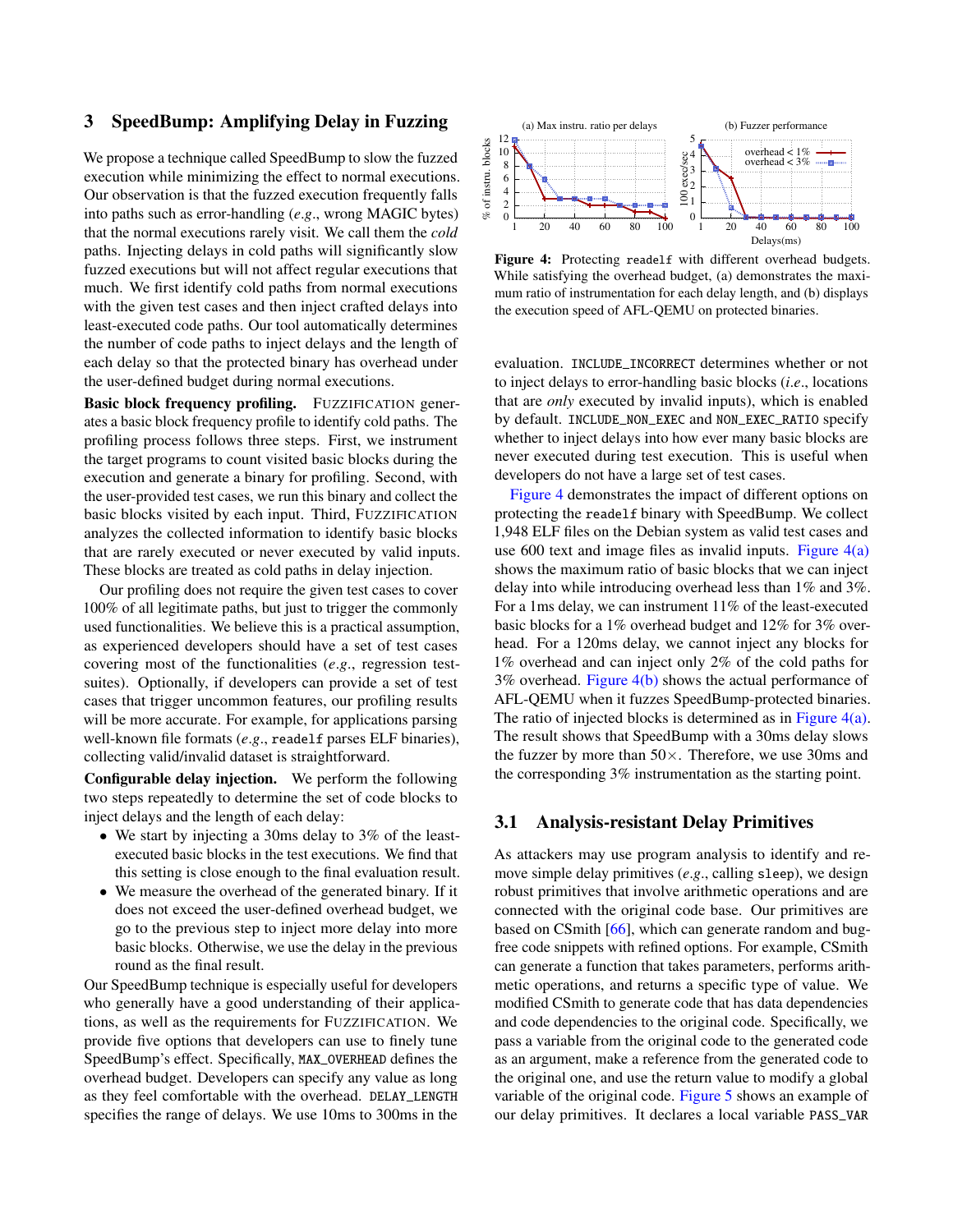## 3 SpeedBump: Amplifying Delay in Fuzzing

We propose a technique called SpeedBump to slow the fuzzed execution while minimizing the effect to normal executions. Our observation is that the fuzzed execution frequently falls into paths such as error-handling (*e.g.*, wrong MAGIC bytes) that the normal executions rarely visit. We call them the *cold* paths. Injecting delays in cold paths will significantly slow fuzzed executions but will not affect regular executions that much. We first identify cold paths from normal executions with the given test cases and then inject crafted delays into least-executed code paths. Our tool automatically determines the number of code paths to inject delays and the length of each delay so that the protected binary has overhead under the user-defined budget during normal executions.

**Basic block frequency profiling.** FUZZIFICATION generates a basic block frequency profile to identify cold paths. The profiling process follows three steps. First, we instrument the target programs to count visited basic blocks during the execution and generate a binary for profiling. Second, with the user-provided test cases, we run this binary and collect the basic blocks visited by each input. Third, FUZZIFICATION analyzes the collected information to identify basic blocks that are rarely executed or never executed by valid inputs. These blocks are treated as cold paths in delay injection.

Our profiling does not require the given test cases to cover 100% of all legitimate paths, but just to trigger the commonly used functionalities. We believe this is a practical assumption, as experienced developers should have a set of test cases covering most of the functionalities (*e.g.*, regression test-suites). Optionally, if developers can provide a set of test cases that trigger uncommon features, our profiling results will be more accurate. For example, for applications parsing well-known file formats (*e.g.*, `readelf` parses ELF binaries), collecting valid/invalid dataset is straightforward.

**Configurable delay injection.** We perform the following two steps repeatedly to determine the set of code blocks to inject delays and the length of each delay:

- We start by injecting a 30ms delay to 3% of the least-executed basic blocks in the test executions. We find that this setting is close enough to the final evaluation result.
- We measure the overhead of the generated binary. If it does not exceed the user-defined overhead budget, we go to the previous step to inject more delay into more basic blocks. Otherwise, we use the delay in the previous round as the final result.

Our SpeedBump technique is especially useful for developers who generally have a good understanding of their applications, as well as the requirements for FUZZIFICATION. We provide five options that developers can use to finely tune SpeedBump's effect. Specifically, `MAX_OVERHEAD` defines the overhead budget. Developers can specify any value as long as they feel comfortable with the overhead. `DELAY_LENGTH` specifies the range of delays. We use 10ms to 300ms in the evaluation. `INCLUDE_INCORRECT` determines whether or not to inject delays to error-handling basic blocks (*i.e.*, locations that are *only* executed by invalid inputs), which is enabled by default. `INCLUDE_NON_EXEC` and `NON_EXEC_RATIO` specify whether to inject delays into how ever many basic blocks are never executed during test execution. This is useful when developers do not have a large set of test cases.

(a) Max instru. ratio per delays
% of instru. blocks
12 10 8 6 4 2 0
1 20 40 60 80 100

(b) Fuzzer performance
100 exec/sec
5 4 3 2 1 0
1 20 40 60 80 100
Delays(ms)
overhead < 1%
overhead < 3%

Figure 4: Protecting `readelf` with different overhead budgets. While satisfying the overhead budget, (a) demonstrates the maximum ratio of instrumentation for each delay length, and (b) displays the execution speed of AFL-QEMU on protected binaries.

Figure 4 demonstrates the impact of different options on protecting the `readelf` binary with SpeedBump. We collect 1,948 ELF files on the Debian system as valid test cases and use 600 text and image files as invalid inputs. Figure 4(a) shows the maximum ratio of basic blocks that we can inject delay into while introducing overhead less than 1% and 3%. For a 1ms delay, we can instrument 11% of the least-executed basic blocks for a 1% overhead budget and 12% for 3% overhead. For a 120ms delay, we cannot inject any blocks for 1% overhead and can inject only 2% of the cold paths for 3% overhead. Figure 4(b) shows the actual performance of AFL-QEMU when it fuzzes SpeedBump-protected binaries. The ratio of injected blocks is determined as in Figure 4(a). The result shows that SpeedBump with a 30ms delay slows the fuzzer by more than 50×. Therefore, we use 30ms and the corresponding 3% instrumentation as the starting point.

### 3.1 Analysis-resistant Delay Primitives

As attackers may use program analysis to identify and remove simple delay primitives (*e.g.*, calling `sleep`), we design robust primitives that involve arithmetic operations and are connected with the original code base. Our primitives are based on CSmith [66], which can generate random and bug-free code snippets with refined options. For example, CSmith can generate a function that takes parameters, performs arithmetic operations, and returns a specific type of value. We modified CSmith to generate code that has data dependencies and code dependencies to the original code. Specifically, we pass a variable from the original code to the generated code as an argument, make a reference from the generated code to the original one, and use the return value to modify a global variable of the original code. Figure 5 shows an example of our delay primitives. It declares a local variable `PASS_VAR`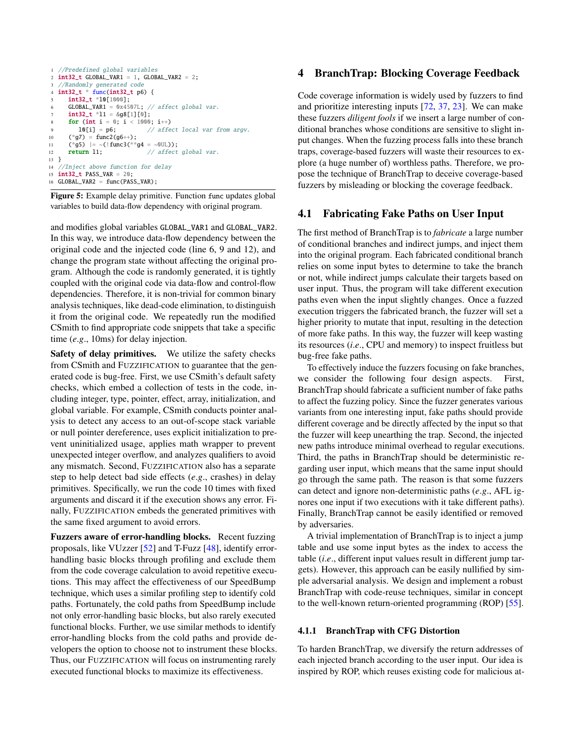```c
1  //Predefined global variables
2  int32_t GLOBAL_VAR1 = 1, GLOBAL_VAR2 = 2;
3  //Randomly generated code
4  int32_t * func(int32_t p6) {
5     int32_t *l0[1000];
6     GLOBAL_VAR1 = 0x4507L; // affect global var.
7     int32_t *l1 = &g8[1][0];
8     for (int i = 0; i < 1000; i++)
9        l0[i] = p6;         // affect local var from argv.
10    (*g7) = func2(g6++);
11    (*g5) |= ~(!func3(**g4 = ~0UL));
12    return l1;             // affect global var.
13 }
14 //Inject above function for delay
15 int32_t PASS_VAR = 20;
16 GLOBAL_VAR2 = func(PASS_VAR);
```

**Figure 5:** Example delay primitive. Function func updates global variables to build data-flow dependency with original program.

and modifies global variables GLOBAL_VAR1 and GLOBAL_VAR2. In this way, we introduce data-flow dependency between the original code and the injected code (line 6, 9 and 12), and change the program state without affecting the original program. Although the code is randomly generated, it is tightly coupled with the original code via data-flow and control-flow dependencies. Therefore, it is non-trivial for common binary analysis techniques, like dead-code elimination, to distinguish it from the original code. We repeatedly run the modified CSmith to find appropriate code snippets that take a specific time (*e.g.*, 10ms) for delay injection.

**Safety of delay primitives.** We utilize the safety checks from CSmith and FUZZIFICATION to guarantee that the generated code is bug-free. First, we use CSmith's default safety checks, which embed a collection of tests in the code, including integer, type, pointer, effect, array, initialization, and global variable. For example, CSmith conducts pointer analysis to detect any access to an out-of-scope stack variable or null pointer dereference, uses explicit initialization to prevent uninitialized usage, applies math wrapper to prevent unexpected integer overflow, and analyzes qualifiers to avoid any mismatch. Second, FUZZIFICATION also has a separate step to help detect bad side effects (*e.g.*, crashes) in delay primitives. Specifically, we run the code 10 times with fixed arguments and discard it if the execution shows any error. Finally, FUZZIFICATION embeds the generated primitives with the same fixed argument to avoid errors.

**Fuzzers aware of error-handling blocks.** Recent fuzzing proposals, like VUzzer [52] and T-Fuzz [48], identify error-handling basic blocks through profiling and exclude them from the code coverage calculation to avoid repetitive executions. This may affect the effectiveness of our SpeedBump technique, which uses a similar profiling step to identify cold paths. Fortunately, the cold paths from SpeedBump include not only error-handling basic blocks, but also rarely executed functional blocks. Further, we use similar methods to identify error-handling blocks from the cold paths and provide developers the option to choose not to instrument these blocks. Thus, our FUZZIFICATION will focus on instrumenting rarely executed functional blocks to maximize its effectiveness.

## 4 BranchTrap: Blocking Coverage Feedback

Code coverage information is widely used by fuzzers to find and prioritize interesting inputs [72, 37, 23]. We can make these fuzzers *diligent fools* if we insert a large number of conditional branches whose conditions are sensitive to slight input changes. When the fuzzing process falls into these branch traps, coverage-based fuzzers will waste their resources to explore (a huge number of) worthless paths. Therefore, we propose the technique of BranchTrap to deceive coverage-based fuzzers by misleading or blocking the coverage feedback.

### 4.1 Fabricating Fake Paths on User Input

The first method of BranchTrap is to *fabricate* a large number of conditional branches and indirect jumps, and inject them into the original program. Each fabricated conditional branch relies on some input bytes to determine to take the branch or not, while indirect jumps calculate their targets based on user input. Thus, the program will take different execution paths even when the input slightly changes. Once a fuzzed execution triggers the fabricated branch, the fuzzer will set a higher priority to mutate that input, resulting in the detection of more fake paths. In this way, the fuzzer will keep wasting its resources (*i.e.*, CPU and memory) to inspect fruitless but bug-free fake paths.

To effectively induce the fuzzers focusing on fake branches, we consider the following four design aspects. First, BranchTrap should fabricate a sufficient number of fake paths to affect the fuzzing policy. Since the fuzzer generates various variants from one interesting input, fake paths should provide different coverage and be directly affected by the input so that the fuzzer will keep unearthing the trap. Second, the injected new paths introduce minimal overhead to regular executions. Third, the paths in BranchTrap should be deterministic regarding user input, which means that the same input should go through the same path. The reason is that some fuzzers can detect and ignore non-deterministic paths (*e.g.*, AFL ignores one input if two executions with it take different paths). Finally, BranchTrap cannot be easily identified or removed by adversaries.

A trivial implementation of BranchTrap is to inject a jump table and use some input bytes as the index to access the table (*i.e.*, different input values result in different jump targets). However, this approach can be easily nullified by simple adversarial analysis. We design and implement a robust BranchTrap with code-reuse techniques, similar in concept to the well-known return-oriented programming (ROP) [55].

#### 4.1.1 BranchTrap with CFG Distortion

To harden BranchTrap, we diversify the return addresses of each injected branch according to the user input. Our idea is inspired by ROP, which reuses existing code for malicious at-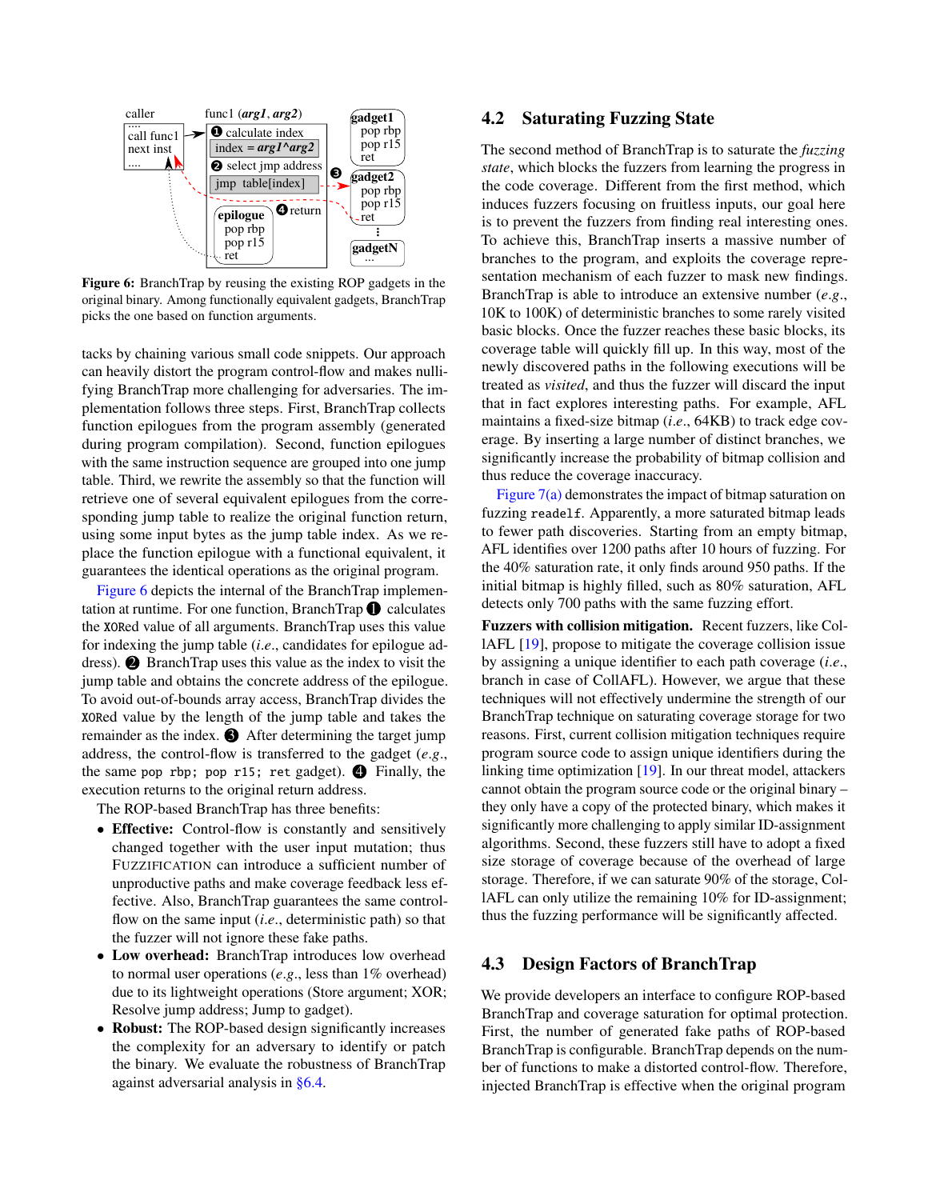caller

....
call func1
next inst
....

func1 (*arg1*, *arg2*)

❶ calculate index

index = *arg1*^*arg2*

❷ select jmp address

jmp table[index]

❸

❹ return

epilogue
pop rbp
pop r15
ret

gadget1
pop rbp
pop r15
ret

gadget2
pop rbp
pop r15
ret

⋮

gadgetN
...

**Figure 6:** BranchTrap by reusing the existing ROP gadgets in the original binary. Among functionally equivalent gadgets, BranchTrap picks the one based on function arguments.

tacks by chaining various small code snippets. Our approach can heavily distort the program control-flow and makes nullifying BranchTrap more challenging for adversaries. The implementation follows three steps. First, BranchTrap collects function epilogues from the program assembly (generated during program compilation). Second, function epilogues with the same instruction sequence are grouped into one jump table. Third, we rewrite the assembly so that the function will retrieve one of several equivalent epilogues from the corresponding jump table to realize the original function return, using some input bytes as the jump table index. As we replace the function epilogue with a functional equivalent, it guarantees the identical operations as the original program.

Figure 6 depicts the internal of the BranchTrap implementation at runtime. For one function, BranchTrap ❶ calculates the XORed value of all arguments. BranchTrap uses this value for indexing the jump table (*i.e.*, candidates for epilogue address). ❷ BranchTrap uses this value as the index to visit the jump table and obtains the concrete address of the epilogue. To avoid out-of-bounds array access, BranchTrap divides the XORed value by the length of the jump table and takes the remainder as the index. ❸ After determining the target jump address, the control-flow is transferred to the gadget (*e.g.*, the same `pop rbp; pop r15; ret` gadget). ❹ Finally, the execution returns to the original return address.

The ROP-based BranchTrap has three benefits:

- **Effective:** Control-flow is constantly and sensitively changed together with the user input mutation; thus FUZZIFICATION can introduce a sufficient number of unproductive paths and make coverage feedback less effective. Also, BranchTrap guarantees the same control-flow on the same input (*i.e.*, deterministic path) so that the fuzzer will not ignore these fake paths.
- **Low overhead:** BranchTrap introduces low overhead to normal user operations (*e.g.*, less than 1% overhead) due to its lightweight operations (Store argument; XOR; Resolve jump address; Jump to gadget).
- **Robust:** The ROP-based design significantly increases the complexity for an adversary to identify or patch the binary. We evaluate the robustness of BranchTrap against adversarial analysis in §6.4.

## 4.2 Saturating Fuzzing State

The second method of BranchTrap is to saturate the *fuzzing state*, which blocks the fuzzers from learning the progress in the code coverage. Different from the first method, which induces fuzzers focusing on fruitless inputs, our goal here is to prevent the fuzzers from finding real interesting ones. To achieve this, BranchTrap inserts a massive number of branches to the program, and exploits the coverage representation mechanism of each fuzzer to mask new findings. BranchTrap is able to introduce an extensive number (*e.g.*, 10K to 100K) of deterministic branches to some rarely visited basic blocks. Once the fuzzer reaches these basic blocks, its coverage table will quickly fill up. In this way, most of the newly discovered paths in the following executions will be treated as *visited*, and thus the fuzzer will discard the input that in fact explores interesting paths. For example, AFL maintains a fixed-size bitmap (*i.e.*, 64KB) to track edge coverage. By inserting a large number of distinct branches, we significantly increase the probability of bitmap collision and thus reduce the coverage inaccuracy.

Figure 7(a) demonstrates the impact of bitmap saturation on fuzzing `readelf`. Apparently, a more saturated bitmap leads to fewer path discoveries. Starting from an empty bitmap, AFL identifies over 1200 paths after 10 hours of fuzzing. For the 40% saturation rate, it only finds around 950 paths. If the initial bitmap is highly filled, such as 80% saturation, AFL detects only 700 paths with the same fuzzing effort.

**Fuzzers with collision mitigation.** Recent fuzzers, like CollAFL [19], propose to mitigate the coverage collision issue by assigning a unique identifier to each path coverage (*i.e.*, branch in case of CollAFL). However, we argue that these techniques will not effectively undermine the strength of our BranchTrap technique on saturating coverage storage for two reasons. First, current collision mitigation techniques require program source code to assign unique identifiers during the linking time optimization [19]. In our threat model, attackers cannot obtain the program source code or the original binary – they only have a copy of the protected binary, which makes it significantly more challenging to apply similar ID-assignment algorithms. Second, these fuzzers still have to adopt a fixed size storage of coverage because of the overhead of large storage. Therefore, if we can saturate 90% of the storage, CollAFL can only utilize the remaining 10% for ID-assignment; thus the fuzzing performance will be significantly affected.

## 4.3 Design Factors of BranchTrap

We provide developers an interface to configure ROP-based BranchTrap and coverage saturation for optimal protection. First, the number of generated fake paths of ROP-based BranchTrap is configurable. BranchTrap depends on the number of functions to make a distorted control-flow. Therefore, injected BranchTrap is effective when the original program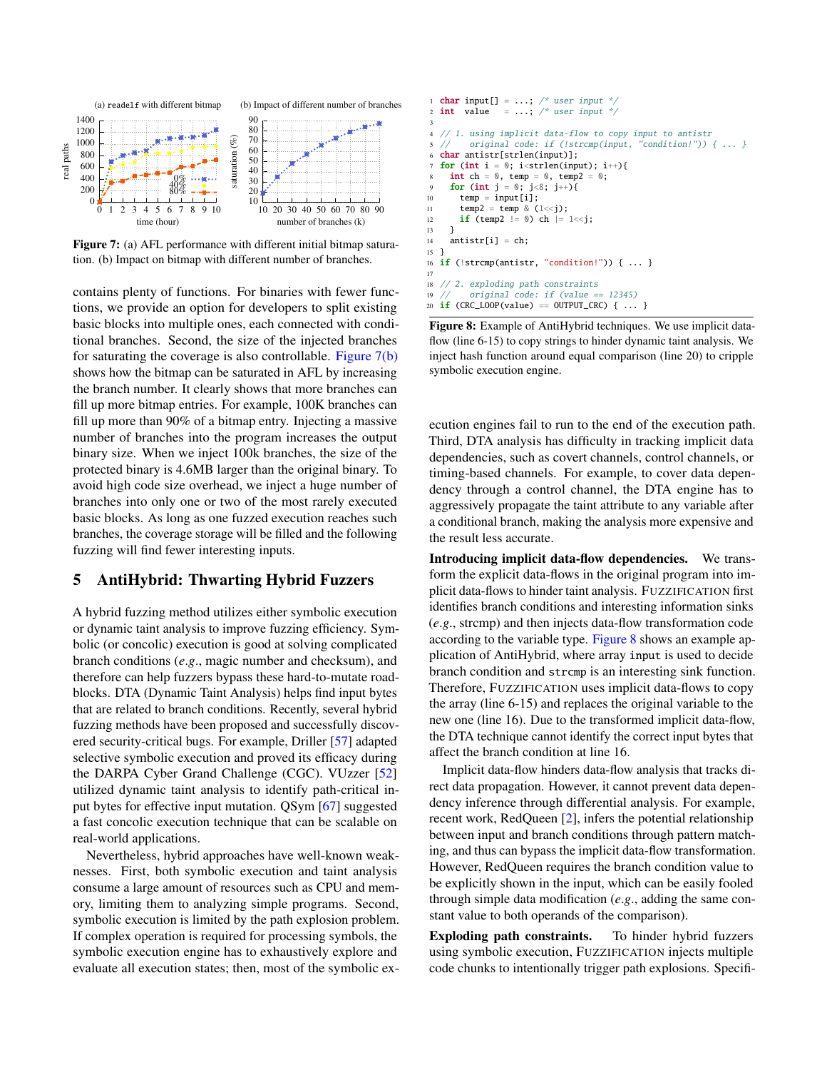Figure 7: (a) AFL performance with different initial bitmap saturation. (b) Impact on bitmap with different number of branches.

contains plenty of functions. For binaries with fewer functions, we provide an option for developers to split existing basic blocks into multiple ones, each connected with conditional branches. Second, the size of the injected branches for saturating the coverage is also controllable. Figure 7(b) shows how the bitmap can be saturated in AFL by increasing the branch number. It clearly shows that more branches can fill up more bitmap entries. For example, 100K branches can fill up more than 90% of a bitmap entry. Injecting a massive number of branches into the program increases the output binary size. When we inject 100k branches, the size of the protected binary is 4.6MB larger than the original binary. To avoid high code size overhead, we inject a huge number of branches into only one or two of the most rarely executed basic blocks. As long as one fuzzed execution reaches such branches, the coverage storage will be filled and the following fuzzing will find fewer interesting inputs.

## 5 AntiHybrid: Thwarting Hybrid Fuzzers

A hybrid fuzzing method utilizes either symbolic execution or dynamic taint analysis to improve fuzzing efficiency. Symbolic (or concolic) execution is good at solving complicated branch conditions (*e.g.*, magic number and checksum), and therefore can help fuzzers bypass these hard-to-mutate roadblocks. DTA (Dynamic Taint Analysis) helps find input bytes that are related to branch conditions. Recently, several hybrid fuzzing methods have been proposed and successfully discovered security-critical bugs. For example, Driller [57] adapted selective symbolic execution and proved its efficacy during the DARPA Cyber Grand Challenge (CGC). VUzzer [52] utilized dynamic taint analysis to identify path-critical input bytes for effective input mutation. QSym [67] suggested a fast concolic execution technique that can be scalable on real-world applications.

Nevertheless, hybrid approaches have well-known weaknesses. First, both symbolic execution and taint analysis consume a large amount of resources such as CPU and memory, limiting them to analyzing simple programs. Second, symbolic execution is limited by the path explosion problem. If complex operation is required for processing symbols, the symbolic execution engine has to exhaustively explore and evaluate all execution states; then, most of the symbolic execution engines fail to run to the end of the execution path. Third, DTA analysis has difficulty in tracking implicit data dependencies, such as covert channels, control channels, or timing-based channels. For example, to cover data dependency through a control channel, the DTA engine has to aggressively propagate the taint attribute to any variable after a conditional branch, making the analysis more expensive and the result less accurate.

```
1  char input[] = ...; /* user input */
2  int  value   = ...; /* user input */
3
4  // 1. using implicit data-flow to copy input to antistr
5  //    original code: if (!strcmp(input, "condition!")) { ... }
6  char antistr[strlen(input)];
7  for (int i = 0; i<strlen(input); i++){
8    int ch = 0, temp = 0, temp2 = 0;
9    for (int j = 0; j<8; j++){
10     temp = input[i];
11     temp2 = temp & (1<<j);
12     if (temp2 != 0) ch |= 1<<j;
13   }
14   antistr[i] = ch;
15 }
16 if (!strcmp(antistr, "condition!")) { ... }
17
18 // 2. exploding path constraints
19 //    original code: if (value == 12345)
20 if (CRC_LOOP(value) == OUTPUT_CRC) { ... }
```

Figure 8: Example of AntiHybrid techniques. We use implicit data-flow (line 6-15) to copy strings to hinder dynamic taint analysis. We inject hash function around equal comparison (line 20) to cripple symbolic execution engine.

**Introducing implicit data-flow dependencies.** We transform the explicit data-flows in the original program into implicit data-flows to hinder taint analysis. FUZZIFICATION first identifies branch conditions and interesting information sinks (*e.g.*, strcmp) and then injects data-flow transformation code according to the variable type. Figure 8 shows an example application of AntiHybrid, where array `input` is used to decide branch condition and `strcmp` is an interesting sink function. Therefore, FUZZIFICATION uses implicit data-flows to copy the array (line 6-15) and replaces the original variable to the new one (line 16). Due to the transformed implicit data-flow, the DTA technique cannot identify the correct input bytes that affect the branch condition at line 16.

Implicit data-flow hinders data-flow analysis that tracks direct data propagation. However, it cannot prevent data dependency inference through differential analysis. For example, recent work, RedQueen [2], infers the potential relationship between input and branch conditions through pattern matching, and thus can bypass the implicit data-flow transformation. However, RedQueen requires the branch condition value to be explicitly shown in the input, which can be easily fooled through simple data modification (*e.g.*, adding the same constant value to both operands of the comparison).

**Exploding path constraints.** To hinder hybrid fuzzers using symbolic execution, FUZZIFICATION injects multiple code chunks to intentionally trigger path explosions. Specifi-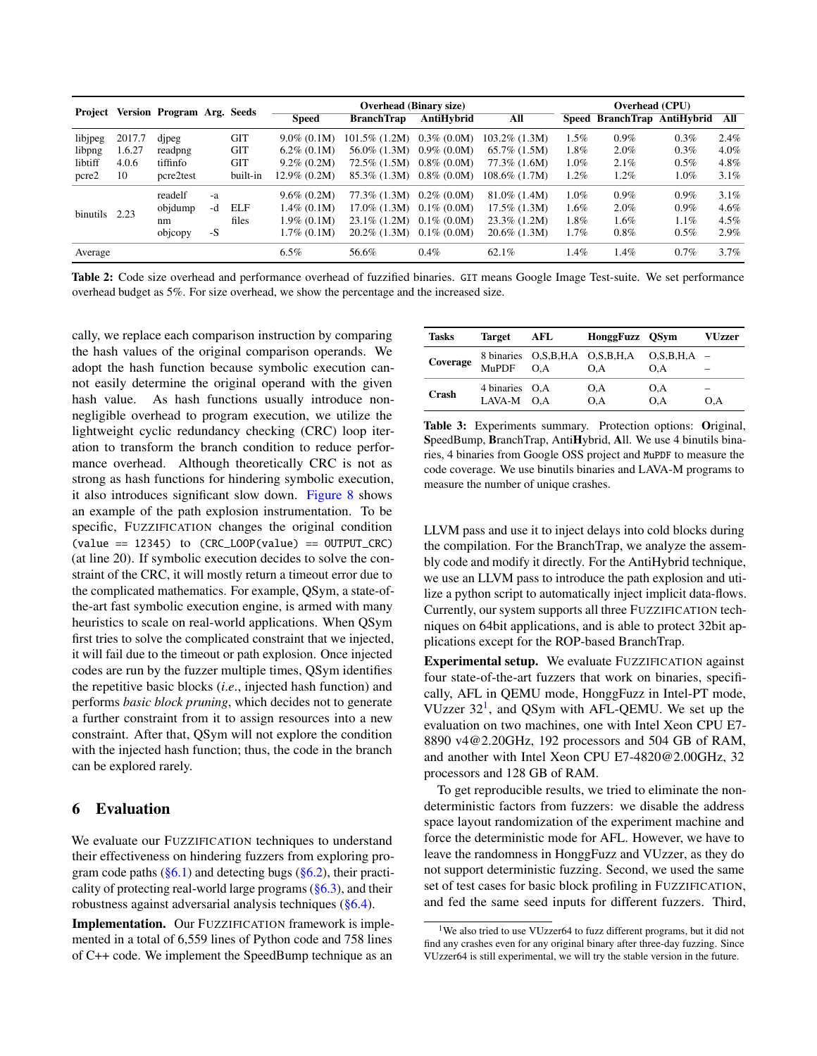| Project | Version | Program | Arg. | Seeds | Overhead (Binary size) | | | | Overhead (CPU) | | | |
|---|---|---|---|---|---|---|---|---|---|---|---|---|
| | | | | | Speed | BranchTrap | AntiHybrid | All | Speed | BranchTrap | AntiHybrid | All |
| libjpeg | 2017.7 | djpeg | | GIT | 9.0% (0.1M) | 101.5% (1.2M) | 0.3% (0.0M) | 103.2% (1.3M) | 1.5% | 0.9% | 0.3% | 2.4% |
| libpng | 1.6.27 | readpng | | GIT | 6.2% (0.1M) | 56.0% (1.3M) | 0.9% (0.0M) | 65.7% (1.5M) | 1.8% | 2.0% | 0.3% | 4.0% |
| libtiff | 4.0.6 | tiffinfo | | GIT | 9.2% (0.2M) | 72.5% (1.5M) | 0.8% (0.0M) | 77.3% (1.6M) | 1.0% | 2.1% | 0.5% | 4.8% |
| pcre2 | 10 | pcre2test | | built-in | 12.9% (0.2M) | 85.3% (1.3M) | 0.8% (0.0M) | 108.6% (1.7M) | 1.2% | 1.2% | 1.0% | 3.1% |
| binutils | 2.23 | readelf | -a | ELF files | 9.6% (0.2M) | 77.3% (1.3M) | 0.2% (0.0M) | 81.0% (1.4M) | 1.0% | 0.9% | 0.9% | 3.1% |
| | | objdump | -d | | 1.4% (0.1M) | 17.0% (1.3M) | 0.1% (0.0M) | 17.5% (1.3M) | 1.6% | 2.0% | 0.9% | 4.6% |
| | | nm | | | 1.9% (0.1M) | 23.1% (1.2M) | 0.1% (0.0M) | 23.3% (1.2M) | 1.8% | 1.6% | 1.1% | 4.5% |
| | | objcopy | -S | | 1.7% (0.1M) | 20.2% (1.3M) | 0.1% (0.0M) | 20.6% (1.3M) | 1.7% | 0.8% | 0.5% | 2.9% |
| Average | | | | | 6.5% | 56.6% | 0.4% | 62.1% | 1.4% | 1.4% | 0.7% | 3.7% |

**Table 2:** Code size overhead and performance overhead of fuzzified binaries. GIT means Google Image Test-suite. We set performance overhead budget as 5%. For size overhead, we show the percentage and the increased size.

cally, we replace each comparison instruction by comparing the hash values of the original comparison operands. We adopt the hash function because symbolic execution cannot easily determine the original operand with the given hash value. As hash functions usually introduce non-negligible overhead to program execution, we utilize the lightweight cyclic redundancy checking (CRC) loop iteration to transform the branch condition to reduce performance overhead. Although theoretically CRC is not as strong as hash functions for hindering symbolic execution, it also introduces significant slow down. Figure 8 shows an example of the path explosion instrumentation. To be specific, FUZZIFICATION changes the original condition `(value == 12345)` to `(CRC_LOOP(value) == OUTPUT_CRC)` (at line 20). If symbolic execution decides to solve the constraint of the CRC, it will mostly return a timeout error due to the complicated mathematics. For example, QSym, a state-of-the-art fast symbolic execution engine, is armed with many heuristics to scale on real-world applications. When QSym first tries to solve the complicated constraint that we injected, it will fail due to the timeout or path explosion. Once injected codes are run by the fuzzer multiple times, QSym identifies the repetitive basic blocks (*i.e.*, injected hash function) and performs *basic block pruning*, which decides not to generate a further constraint from it to assign resources into a new constraint. After that, QSym will not explore the condition with the injected hash function; thus, the code in the branch can be explored rarely.

## 6 Evaluation

We evaluate our FUZZIFICATION techniques to understand their effectiveness on hindering fuzzers from exploring program code paths (§6.1) and detecting bugs (§6.2), their practicality of protecting real-world large programs (§6.3), and their robustness against adversarial analysis techniques (§6.4).

**Implementation.** Our FUZZIFICATION framework is implemented in a total of 6,559 lines of Python code and 758 lines of C++ code. We implement the SpeedBump technique as an LLVM pass and use it to inject delays into cold blocks during the compilation. For the BranchTrap, we analyze the assembly code and modify it directly. For the AntiHybrid technique, we use an LLVM pass to introduce the path explosion and utilize a python script to automatically inject implicit data-flows. Currently, our system supports all three FUZZIFICATION techniques on 64bit applications, and is able to protect 32bit applications except for the ROP-based BranchTrap.

| Tasks | Target | AFL | HonggFuzz | QSym | VUzzer |
|---|---|---|---|---|---|
| Coverage | 8 binaries | O,S,B,H,A | O,S,B,H,A | O,S,B,H,A | – |
| | MuPDF | O,A | O,A | O,A | – |
| Crash | 4 binaries | O,A | O,A | O,A | – |
| | LAVA-M | O,A | O,A | O,A | O,A |

**Table 3:** Experiments summary. Protection options: **O**riginal, **S**peedBump, **B**ranchTrap, Anti**H**ybrid, **A**ll. We use 4 binutils binaries, 4 binaries from Google OSS project and MuPDF to measure the code coverage. We use binutils binaries and LAVA-M programs to measure the number of unique crashes.

**Experimental setup.** We evaluate FUZZIFICATION against four state-of-the-art fuzzers that work on binaries, specifically, AFL in QEMU mode, HonggFuzz in Intel-PT mode, VUzzer 32[1], and QSym with AFL-QEMU. We set up the evaluation on two machines, one with Intel Xeon CPU E7-8890 v4@2.20GHz, 192 processors and 504 GB of RAM, and another with Intel Xeon CPU E7-4820@2.00GHz, 32 processors and 128 GB of RAM.

To get reproducible results, we tried to eliminate the non-deterministic factors from fuzzers: we disable the address space layout randomization of the experiment machine and force the deterministic mode for AFL. However, we have to leave the randomness in HonggFuzz and VUzzer, as they do not support deterministic fuzzing. Second, we used the same set of test cases for basic block profiling in FUZZIFICATION, and fed the same seed inputs for different fuzzers. Third,

[1]We also tried to use VUzzer64 to fuzz different programs, but it did not find any crashes even for any original binary after three-day fuzzing. Since VUzzer64 is still experimental, we will try the stable version in the future.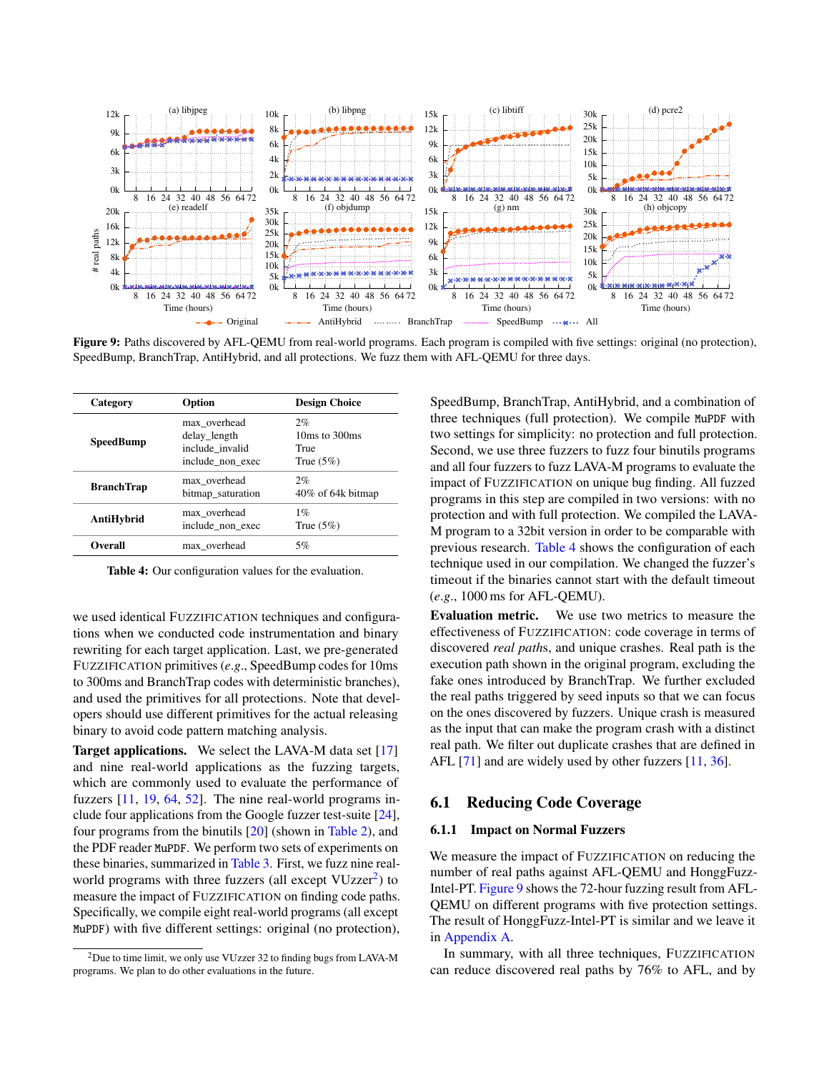(a) libjpeg
12k
9k
6k
3k
0k
8 16 24 32 40 48 56 64 72

(b) libpng
10k
8k
6k
4k
2k
0k
8 16 24 32 40 48 56 64 72

(c) libtiff
15k
12k
9k
6k
3k
0k
8 16 24 32 40 48 56 64 72

(d) pcre2
30k
25k
20k
15k
10k
5k
0k
8 16 24 32 40 48 56 64 72

(e) readelf
20k
16k
12k
8k
4k
0k
8 16 24 32 40 48 56 64 72
Time (hours)

(f) objdump
35k
30k
25k
20k
15k
10k
5k
0k
8 16 24 32 40 48 56 64 72
Time (hours)

(g) nm
15k
12k
9k
6k
3k
0k
8 16 24 32 40 48 56 64 72
Time (hours)

(h) objcopy
30k
25k
20k
15k
10k
5k
0k
8 16 24 32 40 48 56 64 72
Time (hours)

# real paths

Original
AntiHybrid
BranchTrap
SpeedBump
All

**Figure 9:** Paths discovered by AFL-QEMU from real-world programs. Each program is compiled with five settings: original (no protection), SpeedBump, BranchTrap, AntiHybrid, and all protections. We fuzz them with AFL-QEMU for three days.

| Category | Option | Design Choice |
|---|---|---|
| **SpeedBump** | max_overhead | 2% |
| | delay_length | 10ms to 300ms |
| | include_invalid | True |
| | include_non_exec | True (5%) |
| **BranchTrap** | max_overhead | 2% |
| | bitmap_saturation | 40% of 64k bitmap |
| **AntiHybrid** | max_overhead | 1% |
| | include_non_exec | True (5%) |
| **Overall** | max_overhead | 5% |

**Table 4:** Our configuration values for the evaluation.

we used identical FUZZIFICATION techniques and configurations when we conducted code instrumentation and binary rewriting for each target application. Last, we pre-generated FUZZIFICATION primitives (*e.g.*, SpeedBump codes for 10ms to 300ms and BranchTrap codes with deterministic branches), and used the primitives for all protections. Note that developers should use different primitives for the actual releasing binary to avoid code pattern matching analysis.

**Target applications.** We select the LAVA-M data set [17] and nine real-world applications as the fuzzing targets, which are commonly used to evaluate the performance of fuzzers [11, 19, 64, 52]. The nine real-world programs include four applications from the Google fuzzer test-suite [24], four programs from the binutils [20] (shown in Table 2), and the PDF reader `MuPDF`. We perform two sets of experiments on these binaries, summarized in Table 3. First, we fuzz nine real-world programs with three fuzzers (all except VUzzer[2]) to measure the impact of FUZZIFICATION on finding code paths. Specifically, we compile eight real-world programs (all except `MuPDF`) with five different settings: original (no protection), SpeedBump, BranchTrap, AntiHybrid, and a combination of three techniques (full protection). We compile `MuPDF` with two settings for simplicity: no protection and full protection. Second, we use three fuzzers to fuzz four binutils programs and all four fuzzers to fuzz LAVA-M programs to evaluate the impact of FUZZIFICATION on unique bug finding. All fuzzed programs in this step are compiled in two versions: with no protection and with full protection. We compiled the LAVA-M program to a 32bit version in order to be comparable with previous research. Table 4 shows the configuration of each technique used in our compilation. We changed the fuzzer's timeout if the binaries cannot start with the default timeout (*e.g.*, 1000 ms for AFL-QEMU).

**Evaluation metric.** We use two metrics to measure the effectiveness of FUZZIFICATION: code coverage in terms of discovered *real path*s, and unique crashes. Real path is the execution path shown in the original program, excluding the fake ones introduced by BranchTrap. We further excluded the real paths triggered by seed inputs so that we can focus on the ones discovered by fuzzers. Unique crash is measured as the input that can make the program crash with a distinct real path. We filter out duplicate crashes that are defined in AFL [71] and are widely used by other fuzzers [11, 36].

## 6.1 Reducing Code Coverage

### 6.1.1 Impact on Normal Fuzzers

We measure the impact of FUZZIFICATION on reducing the number of real paths against AFL-QEMU and HonggFuzz-Intel-PT. Figure 9 shows the 72-hour fuzzing result from AFL-QEMU on different programs with five protection settings. The result of HonggFuzz-Intel-PT is similar and we leave it in Appendix A.

In summary, with all three techniques, FUZZIFICATION can reduce discovered real paths by 76% to AFL, and by

[2]Due to time limit, we only use VUzzer 32 to finding bugs from LAVA-M programs. We plan to do other evaluations in the future.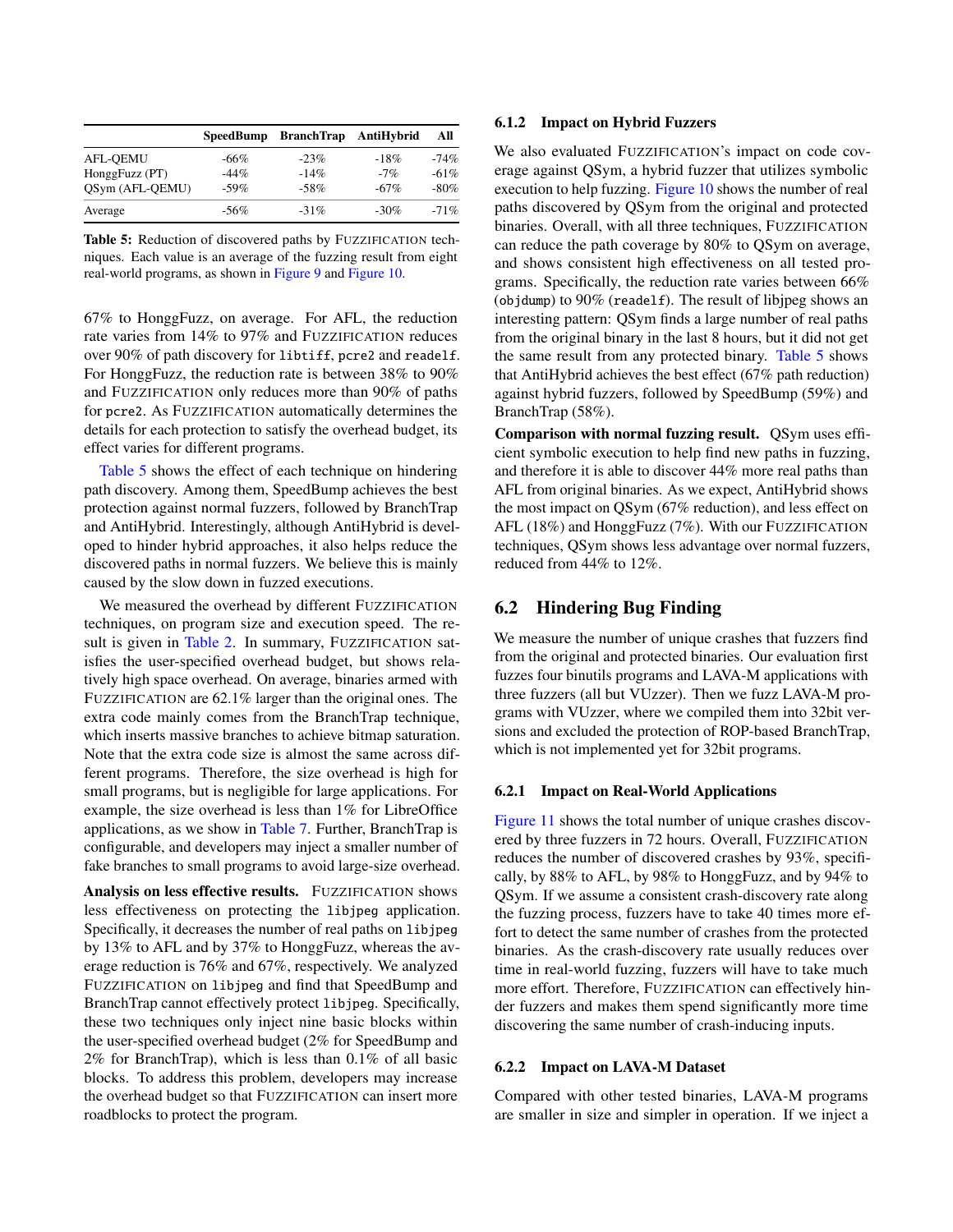| | SpeedBump | BranchTrap | AntiHybrid | All |
|---|---|---|---|---|
| AFL-QEMU | -66% | -23% | -18% | -74% |
| HonggFuzz (PT) | -44% | -14% | -7% | -61% |
| QSym (AFL-QEMU) | -59% | -58% | -67% | -80% |
| Average | -56% | -31% | -30% | -71% |

**Table 5:** Reduction of discovered paths by FUZZIFICATION techniques. Each value is an average of the fuzzing result from eight real-world programs, as shown in Figure 9 and Figure 10.

67% to HonggFuzz, on average. For AFL, the reduction rate varies from 14% to 97% and FUZZIFICATION reduces over 90% of path discovery for `libtiff`, `pcre2` and `readelf`. For HonggFuzz, the reduction rate is between 38% to 90% and FUZZIFICATION only reduces more than 90% of paths for `pcre2`. As FUZZIFICATION automatically determines the details for each protection to satisfy the overhead budget, its effect varies for different programs.

Table 5 shows the effect of each technique on hindering path discovery. Among them, SpeedBump achieves the best protection against normal fuzzers, followed by BranchTrap and AntiHybrid. Interestingly, although AntiHybrid is developed to hinder hybrid approaches, it also helps reduce the discovered paths in normal fuzzers. We believe this is mainly caused by the slow down in fuzzed executions.

We measured the overhead by different FUZZIFICATION techniques, on program size and execution speed. The result is given in Table 2. In summary, FUZZIFICATION satisfies the user-specified overhead budget, but shows relatively high space overhead. On average, binaries armed with FUZZIFICATION are 62.1% larger than the original ones. The extra code mainly comes from the BranchTrap technique, which inserts massive branches to achieve bitmap saturation. Note that the extra code size is almost the same across different programs. Therefore, the size overhead is high for small programs, but is negligible for large applications. For example, the size overhead is less than 1% for LibreOffice applications, as we show in Table 7. Further, BranchTrap is configurable, and developers may inject a smaller number of fake branches to small programs to avoid large-size overhead.

**Analysis on less effective results.** FUZZIFICATION shows less effectiveness on protecting the `libjpeg` application. Specifically, it decreases the number of real paths on `libjpeg` by 13% to AFL and by 37% to HonggFuzz, whereas the average reduction is 76% and 67%, respectively. We analyzed FUZZIFICATION on `libjpeg` and find that SpeedBump and BranchTrap cannot effectively protect `libjpeg`. Specifically, these two techniques only inject nine basic blocks within the user-specified overhead budget (2% for SpeedBump and 2% for BranchTrap), which is less than 0.1% of all basic blocks. To address this problem, developers may increase the overhead budget so that FUZZIFICATION can insert more roadblocks to protect the program.

#### 6.1.2 Impact on Hybrid Fuzzers

We also evaluated FUZZIFICATION's impact on code coverage against QSym, a hybrid fuzzer that utilizes symbolic execution to help fuzzing. Figure 10 shows the number of real paths discovered by QSym from the original and protected binaries. Overall, with all three techniques, FUZZIFICATION can reduce the path coverage by 80% to QSym on average, and shows consistent high effectiveness on all tested programs. Specifically, the reduction rate varies between 66% (`objdump`) to 90% (`readelf`). The result of libjpeg shows an interesting pattern: QSym finds a large number of real paths from the original binary in the last 8 hours, but it did not get the same result from any protected binary. Table 5 shows that AntiHybrid achieves the best effect (67% path reduction) against hybrid fuzzers, followed by SpeedBump (59%) and BranchTrap (58%).

**Comparison with normal fuzzing result.** QSym uses efficient symbolic execution to help find new paths in fuzzing, and therefore it is able to discover 44% more real paths than AFL from original binaries. As we expect, AntiHybrid shows the most impact on QSym (67% reduction), and less effect on AFL (18%) and HonggFuzz (7%). With our FUZZIFICATION techniques, QSym shows less advantage over normal fuzzers, reduced from 44% to 12%.

### 6.2 Hindering Bug Finding

We measure the number of unique crashes that fuzzers find from the original and protected binaries. Our evaluation first fuzzes four binutils programs and LAVA-M applications with three fuzzers (all but VUzzer). Then we fuzz LAVA-M programs with VUzzer, where we compiled them into 32bit versions and excluded the protection of ROP-based BranchTrap, which is not implemented yet for 32bit programs.

#### 6.2.1 Impact on Real-World Applications

Figure 11 shows the total number of unique crashes discovered by three fuzzers in 72 hours. Overall, FUZZIFICATION reduces the number of discovered crashes by 93%, specifically, by 88% to AFL, by 98% to HonggFuzz, and by 94% to QSym. If we assume a consistent crash-discovery rate along the fuzzing process, fuzzers have to take 40 times more effort to detect the same number of crashes from the protected binaries. As the crash-discovery rate usually reduces over time in real-world fuzzing, fuzzers will have to take much more effort. Therefore, FUZZIFICATION can effectively hinder fuzzers and makes them spend significantly more time discovering the same number of crash-inducing inputs.

#### 6.2.2 Impact on LAVA-M Dataset

Compared with other tested binaries, LAVA-M programs are smaller in size and simpler in operation. If we inject a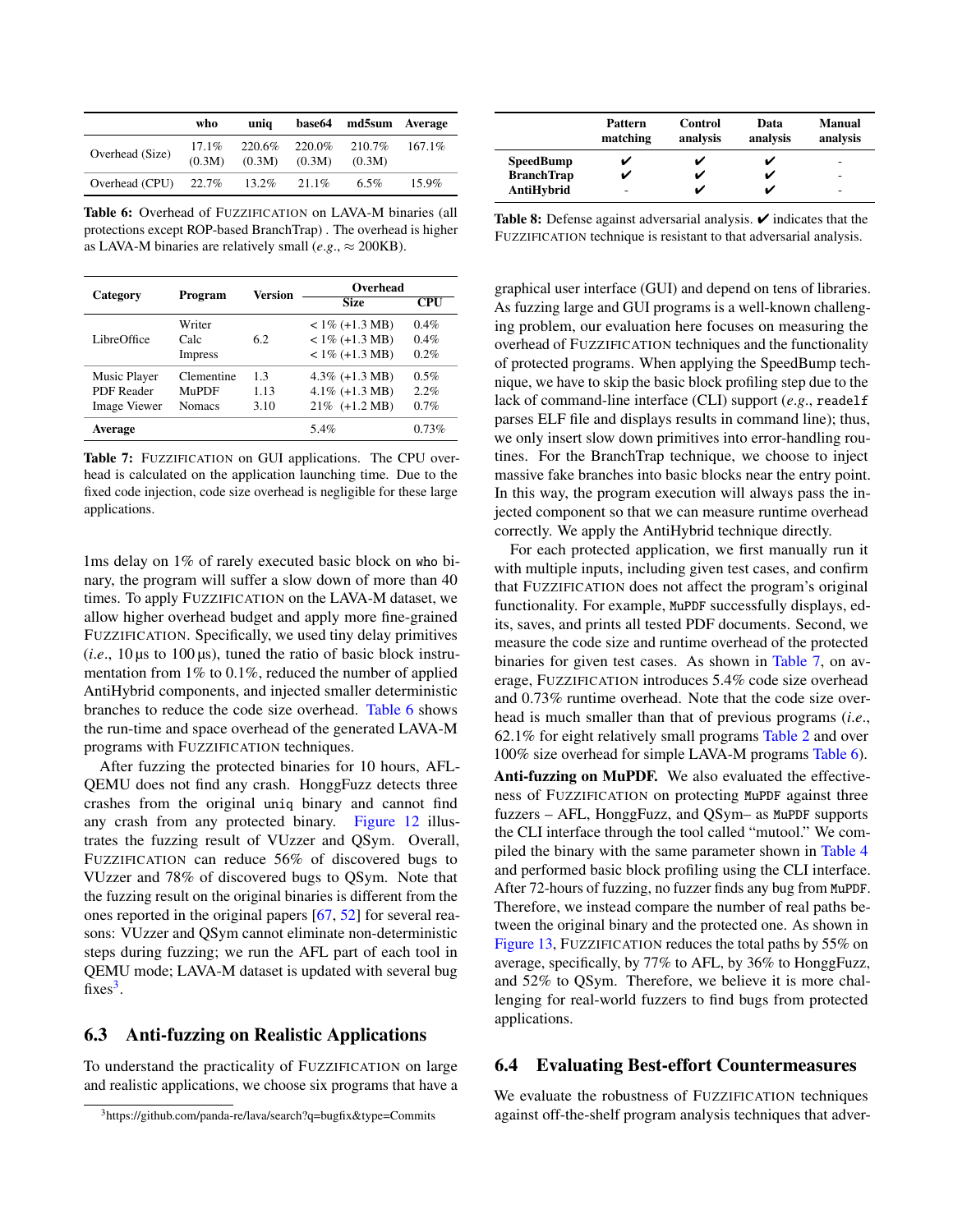| | who | uniq | base64 | md5sum | Average |
|---|---|---|---|---|---|
| Overhead (Size) | 17.1% (0.3M) | 220.6% (0.3M) | 220.0% (0.3M) | 210.7% (0.3M) | 167.1% |
| Overhead (CPU) | 22.7% | 13.2% | 21.1% | 6.5% | 15.9% |

**Table 6:** Overhead of FUZZIFICATION on LAVA-M binaries (all protections except ROP-based BranchTrap) . The overhead is higher as LAVA-M binaries are relatively small (*e.g.*, ≈ 200KB).

| Category | Program | Version | Overhead | |
|---|---|---|---|---|
| | | | Size | CPU |
| LibreOffice | Writer | 6.2 | < 1% (+1.3 MB) | 0.4% |
| | Calc | | < 1% (+1.3 MB) | 0.4% |
| | Impress | | < 1% (+1.3 MB) | 0.2% |
| Music Player | Clementine | 1.3 | 4.3% (+1.3 MB) | 0.5% |
| PDF Reader | MuPDF | 1.13 | 4.1% (+1.3 MB) | 2.2% |
| Image Viewer | Nomacs | 3.10 | 21% (+1.2 MB) | 0.7% |
| **Average** | | | 5.4% | 0.73% |

**Table 7:** FUZZIFICATION on GUI applications. The CPU overhead is calculated on the application launching time. Due to the fixed code injection, code size overhead is negligible for these large applications.

1ms delay on 1% of rarely executed basic block on `who` binary, the program will suffer a slow down of more than 40 times. To apply FUZZIFICATION on the LAVA-M dataset, we allow higher overhead budget and apply more fine-grained FUZZIFICATION. Specifically, we used tiny delay primitives (*i.e.*, 10 µs to 100 µs), tuned the ratio of basic block instrumentation from 1% to 0.1%, reduced the number of applied AntiHybrid components, and injected smaller deterministic branches to reduce the code size overhead. Table 6 shows the run-time and space overhead of the generated LAVA-M programs with FUZZIFICATION techniques.

After fuzzing the protected binaries for 10 hours, AFL-QEMU does not find any crash. HonggFuzz detects three crashes from the original `uniq` binary and cannot find any crash from any protected binary. Figure 12 illustrates the fuzzing result of VUzzer and QSym. Overall, FUZZIFICATION can reduce 56% of discovered bugs to VUzzer and 78% of discovered bugs to QSym. Note that the fuzzing result on the original binaries is different from the ones reported in the original papers [67, 52] for several reasons: VUzzer and QSym cannot eliminate non-deterministic steps during fuzzing; we run the AFL part of each tool in QEMU mode; LAVA-M dataset is updated with several bug fixes[3].

## 6.3 Anti-fuzzing on Realistic Applications

To understand the practicality of FUZZIFICATION on large and realistic applications, we choose six programs that have a graphical user interface (GUI) and depend on tens of libraries. As fuzzing large and GUI programs is a well-known challenging problem, our evaluation here focuses on measuring the overhead of FUZZIFICATION techniques and the functionality of protected programs. When applying the SpeedBump technique, we have to skip the basic block profiling step due to the lack of command-line interface (CLI) support (*e.g.*, `readelf` parses ELF file and displays results in command line); thus, we only insert slow down primitives into error-handling routines. For the BranchTrap technique, we choose to inject massive fake branches into basic blocks near the entry point. In this way, the program execution will always pass the injected component so that we can measure runtime overhead correctly. We apply the AntiHybrid technique directly.

For each protected application, we first manually run it with multiple inputs, including given test cases, and confirm that FUZZIFICATION does not affect the program's original functionality. For example, `MuPDF` successfully displays, edits, saves, and prints all tested PDF documents. Second, we measure the code size and runtime overhead of the protected binaries for given test cases. As shown in Table 7, on average, FUZZIFICATION introduces 5.4% code size overhead and 0.73% runtime overhead. Note that the code size overhead is much smaller than that of previous programs (*i.e.*, 62.1% for eight relatively small programs Table 2 and over 100% size overhead for simple LAVA-M programs Table 6).

**Anti-fuzzing on MuPDF.** We also evaluated the effectiveness of FUZZIFICATION on protecting `MuPDF` against three fuzzers – AFL, HonggFuzz, and QSym– as `MuPDF` supports the CLI interface through the tool called "mutool." We compiled the binary with the same parameter shown in Table 4 and performed basic block profiling using the CLI interface. After 72-hours of fuzzing, no fuzzer finds any bug from `MuPDF`. Therefore, we instead compare the number of real paths between the original binary and the protected one. As shown in Figure 13, FUZZIFICATION reduces the total paths by 55% on average, specifically, by 77% to AFL, by 36% to HonggFuzz, and 52% to QSym. Therefore, we believe it is more challenging for real-world fuzzers to find bugs from protected applications.

| | Pattern matching | Control analysis | Data analysis | Manual analysis |
|---|---|---|---|---|
| **SpeedBump** | ✔ | ✔ | ✔ | - |
| **BranchTrap** | ✔ | ✔ | ✔ | - |
| **AntiHybrid** | - | ✔ | ✔ | - |

**Table 8:** Defense against adversarial analysis. ✔ indicates that the FUZZIFICATION technique is resistant to that adversarial analysis.

## 6.4 Evaluating Best-effort Countermeasures

We evaluate the robustness of FUZZIFICATION techniques against off-the-shelf program analysis techniques that adver-

[3] https://github.com/panda-re/lava/search?q=bugfix&type=Commits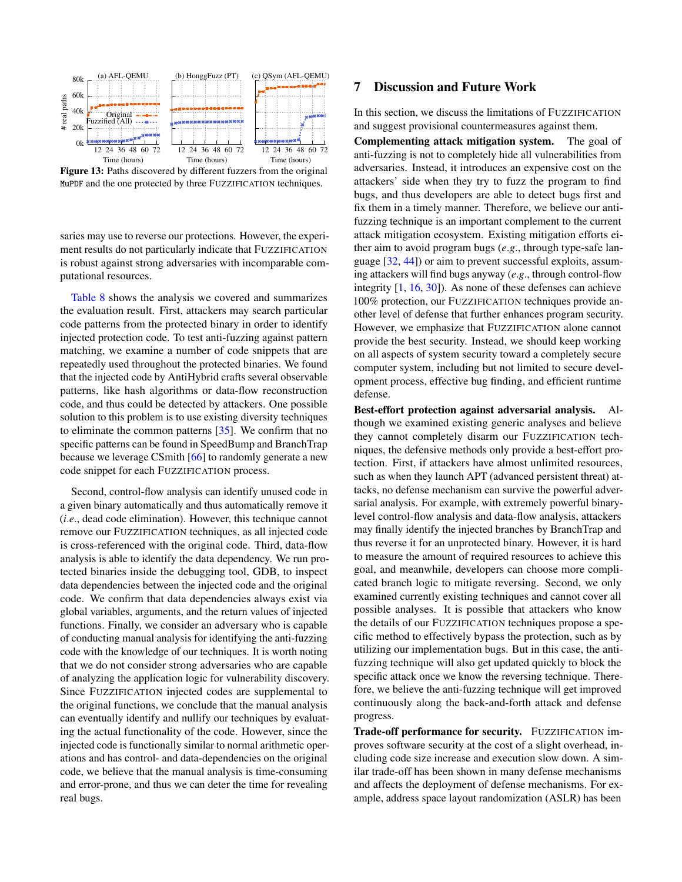80k
60k
40k
20k
0k
# real paths
(a) AFL-QEMU
Original
Fuzzified (All)
12 24 36 48 60 72
Time (hours)
(b) HonggFuzz (PT)
12 24 36 48 60 72
Time (hours)
(c) QSym (AFL-QEMU)
12 24 36 48 60 72
Time (hours)

**Figure 13:** Paths discovered by different fuzzers from the original MuPDF and the one protected by three FUZZIFICATION techniques.

saries may use to reverse our protections. However, the experiment results do not particularly indicate that FUZZIFICATION is robust against strong adversaries with incomparable computational resources.

Table 8 shows the analysis we covered and summarizes the evaluation result. First, attackers may search particular code patterns from the protected binary in order to identify injected protection code. To test anti-fuzzing against pattern matching, we examine a number of code snippets that are repeatedly used throughout the protected binaries. We found that the injected code by AntiHybrid crafts several observable patterns, like hash algorithms or data-flow reconstruction code, and thus could be detected by attackers. One possible solution to this problem is to use existing diversity techniques to eliminate the common patterns [35]. We confirm that no specific patterns can be found in SpeedBump and BranchTrap because we leverage CSmith [66] to randomly generate a new code snippet for each FUZZIFICATION process.

Second, control-flow analysis can identify unused code in a given binary automatically and thus automatically remove it (*i.e.*, dead code elimination). However, this technique cannot remove our FUZZIFICATION techniques, as all injected code is cross-referenced with the original code. Third, data-flow analysis is able to identify the data dependency. We run protected binaries inside the debugging tool, GDB, to inspect data dependencies between the injected code and the original code. We confirm that data dependencies always exist via global variables, arguments, and the return values of injected functions. Finally, we consider an adversary who is capable of conducting manual analysis for identifying the anti-fuzzing code with the knowledge of our techniques. It is worth noting that we do not consider strong adversaries who are capable of analyzing the application logic for vulnerability discovery. Since FUZZIFICATION injected codes are supplemental to the original functions, we conclude that the manual analysis can eventually identify and nullify our techniques by evaluating the actual functionality of the code. However, since the injected code is functionally similar to normal arithmetic operations and has control- and data-dependencies on the original code, we believe that the manual analysis is time-consuming and error-prone, and thus we can deter the time for revealing real bugs.

## 7 Discussion and Future Work

In this section, we discuss the limitations of FUZZIFICATION and suggest provisional countermeasures against them.

**Complementing attack mitigation system.** The goal of anti-fuzzing is not to completely hide all vulnerabilities from adversaries. Instead, it introduces an expensive cost on the attackers' side when they try to fuzz the program to find bugs, and thus developers are able to detect bugs first and fix them in a timely manner. Therefore, we believe our anti-fuzzing technique is an important complement to the current attack mitigation ecosystem. Existing mitigation efforts either aim to avoid program bugs (*e.g.*, through type-safe language [32, 44]) or aim to prevent successful exploits, assuming attackers will find bugs anyway (*e.g.*, through control-flow integrity [1, 16, 30]). As none of these defenses can achieve 100% protection, our FUZZIFICATION techniques provide another level of defense that further enhances program security. However, we emphasize that FUZZIFICATION alone cannot provide the best security. Instead, we should keep working on all aspects of system security toward a completely secure computer system, including but not limited to secure development process, effective bug finding, and efficient runtime defense.

**Best-effort protection against adversarial analysis.** Although we examined existing generic analyses and believe they cannot completely disarm our FUZZIFICATION techniques, the defensive methods only provide a best-effort protection. First, if attackers have almost unlimited resources, such as when they launch APT (advanced persistent threat) attacks, no defense mechanism can survive the powerful adversarial analysis. For example, with extremely powerful binary-level control-flow analysis and data-flow analysis, attackers may finally identify the injected branches by BranchTrap and thus reverse it for an unprotected binary. However, it is hard to measure the amount of required resources to achieve this goal, and meanwhile, developers can choose more complicated branch logic to mitigate reversing. Second, we only examined currently existing techniques and cannot cover all possible analyses. It is possible that attackers who know the details of our FUZZIFICATION techniques propose a specific method to effectively bypass the protection, such as by utilizing our implementation bugs. But in this case, the anti-fuzzing technique will also get updated quickly to block the specific attack once we know the reversing technique. Therefore, we believe the anti-fuzzing technique will get improved continuously along the back-and-forth attack and defense progress.

**Trade-off performance for security.** FUZZIFICATION improves software security at the cost of a slight overhead, including code size increase and execution slow down. A similar trade-off has been shown in many defense mechanisms and affects the deployment of defense mechanisms. For example, address space layout randomization (ASLR) has been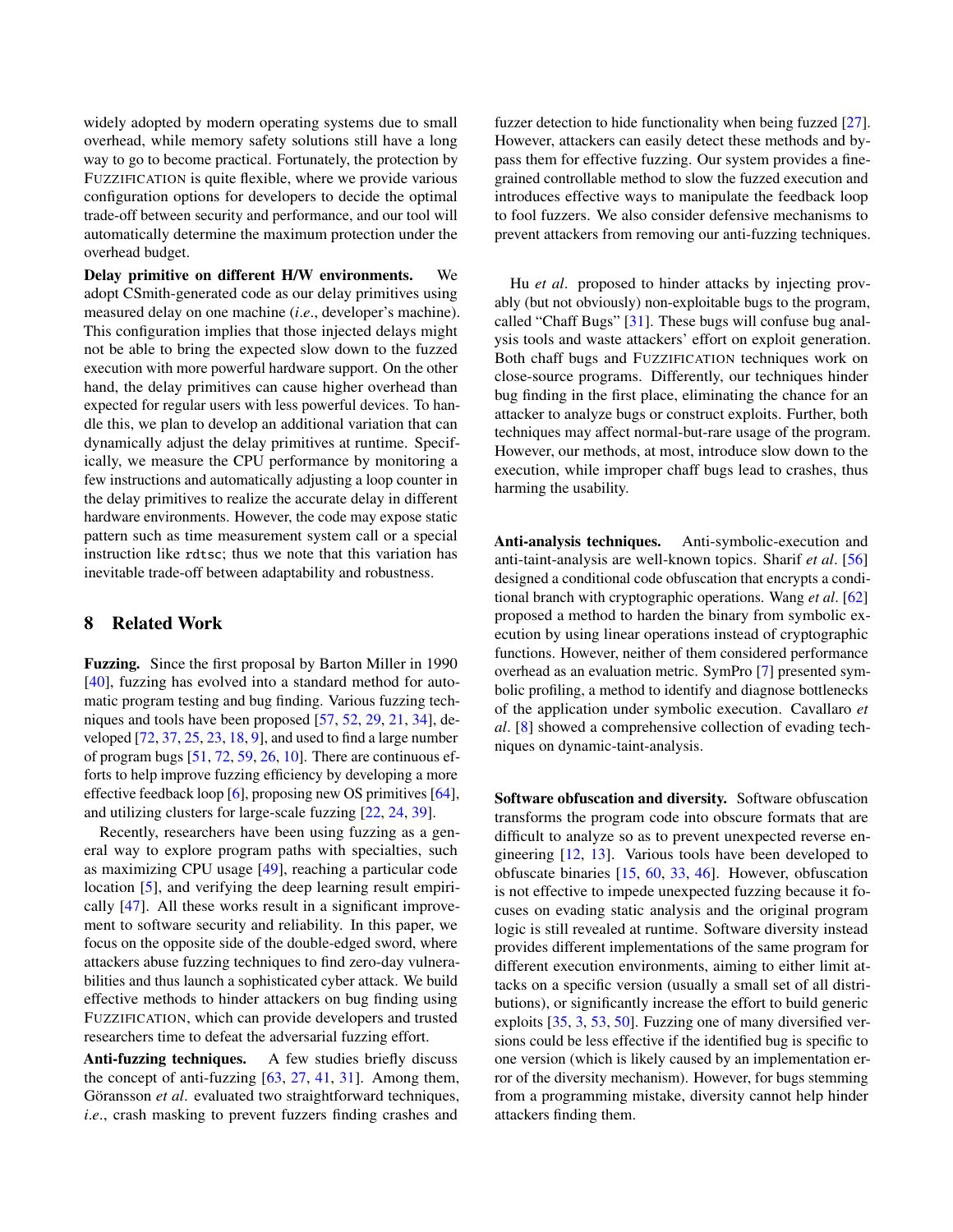widely adopted by modern operating systems due to small overhead, while memory safety solutions still have a long way to go to become practical. Fortunately, the protection by FUZZIFICATION is quite flexible, where we provide various configuration options for developers to decide the optimal trade-off between security and performance, and our tool will automatically determine the maximum protection under the overhead budget.

**Delay primitive on different H/W environments.** We adopt CSmith-generated code as our delay primitives using measured delay on one machine (*i.e*., developer's machine). This configuration implies that those injected delays might not be able to bring the expected slow down to the fuzzed execution with more powerful hardware support. On the other hand, the delay primitives can cause higher overhead than expected for regular users with less powerful devices. To handle this, we plan to develop an additional variation that can dynamically adjust the delay primitives at runtime. Specifically, we measure the CPU performance by monitoring a few instructions and automatically adjusting a loop counter in the delay primitives to realize the accurate delay in different hardware environments. However, the code may expose static pattern such as time measurement system call or a special instruction like `rdtsc`; thus we note that this variation has inevitable trade-off between adaptability and robustness.

## 8 Related Work

**Fuzzing.** Since the first proposal by Barton Miller in 1990 [40], fuzzing has evolved into a standard method for automatic program testing and bug finding. Various fuzzing techniques and tools have been proposed [57, 52, 29, 21, 34], developed [72, 37, 25, 23, 18, 9], and used to find a large number of program bugs [51, 72, 59, 26, 10]. There are continuous efforts to help improve fuzzing efficiency by developing a more effective feedback loop [6], proposing new OS primitives [64], and utilizing clusters for large-scale fuzzing [22, 24, 39].

Recently, researchers have been using fuzzing as a general way to explore program paths with specialties, such as maximizing CPU usage [49], reaching a particular code location [5], and verifying the deep learning result empirically [47]. All these works result in a significant improvement to software security and reliability. In this paper, we focus on the opposite side of the double-edged sword, where attackers abuse fuzzing techniques to find zero-day vulnerabilities and thus launch a sophisticated cyber attack. We build effective methods to hinder attackers on bug finding using FUZZIFICATION, which can provide developers and trusted researchers time to defeat the adversarial fuzzing effort.

**Anti-fuzzing techniques.** A few studies briefly discuss the concept of anti-fuzzing [63, 27, 41, 31]. Among them, Göransson *et al*. evaluated two straightforward techniques, *i.e*., crash masking to prevent fuzzers finding crashes and fuzzer detection to hide functionality when being fuzzed [27]. However, attackers can easily detect these methods and bypass them for effective fuzzing. Our system provides a fine-grained controllable method to slow the fuzzed execution and introduces effective ways to manipulate the feedback loop to fool fuzzers. We also consider defensive mechanisms to prevent attackers from removing our anti-fuzzing techniques.

Hu *et al*. proposed to hinder attacks by injecting provably (but not obviously) non-exploitable bugs to the program, called "Chaff Bugs" [31]. These bugs will confuse bug analysis tools and waste attackers' effort on exploit generation. Both chaff bugs and FUZZIFICATION techniques work on close-source programs. Differently, our techniques hinder bug finding in the first place, eliminating the chance for an attacker to analyze bugs or construct exploits. Further, both techniques may affect normal-but-rare usage of the program. However, our methods, at most, introduce slow down to the execution, while improper chaff bugs lead to crashes, thus harming the usability.

**Anti-analysis techniques.** Anti-symbolic-execution and anti-taint-analysis are well-known topics. Sharif *et al*. [56] designed a conditional code obfuscation that encrypts a conditional branch with cryptographic operations. Wang *et al*. [62] proposed a method to harden the binary from symbolic execution by using linear operations instead of cryptographic functions. However, neither of them considered performance overhead as an evaluation metric. SymPro [7] presented symbolic profiling, a method to identify and diagnose bottlenecks of the application under symbolic execution. Cavallaro *et al*. [8] showed a comprehensive collection of evading techniques on dynamic-taint-analysis.

**Software obfuscation and diversity.** Software obfuscation transforms the program code into obscure formats that are difficult to analyze so as to prevent unexpected reverse engineering [12, 13]. Various tools have been developed to obfuscate binaries [15, 60, 33, 46]. However, obfuscation is not effective to impede unexpected fuzzing because it focuses on evading static analysis and the original program logic is still revealed at runtime. Software diversity instead provides different implementations of the same program for different execution environments, aiming to either limit attacks on a specific version (usually a small set of all distributions), or significantly increase the effort to build generic exploits [35, 3, 53, 50]. Fuzzing one of many diversified versions could be less effective if the identified bug is specific to one version (which is likely caused by an implementation error of the diversity mechanism). However, for bugs stemming from a programming mistake, diversity cannot help hinder attackers finding them.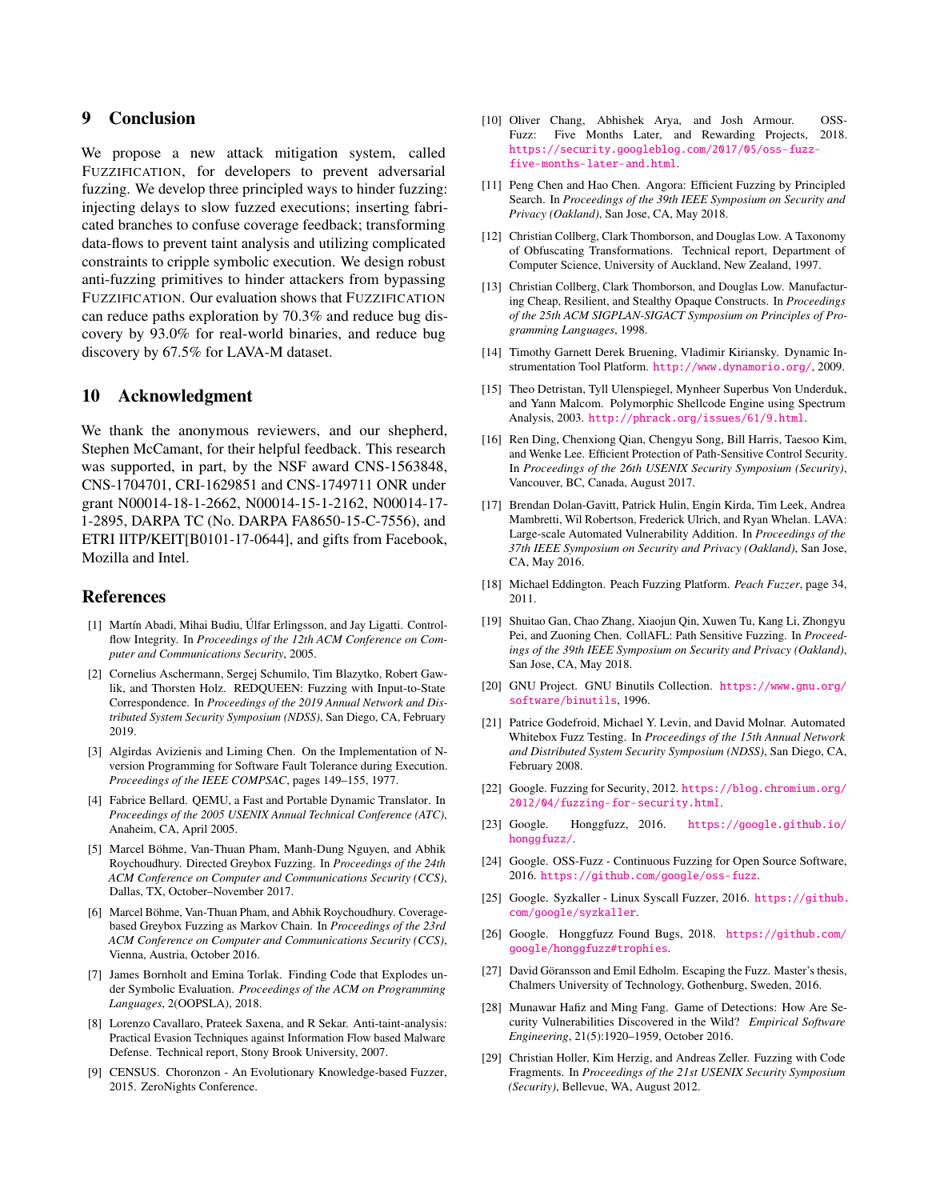## 9 Conclusion

We propose a new attack mitigation system, called FUZZIFICATION, for developers to prevent adversarial fuzzing. We develop three principled ways to hinder fuzzing: injecting delays to slow fuzzed executions; inserting fabricated branches to confuse coverage feedback; transforming data-flows to prevent taint analysis and utilizing complicated constraints to cripple symbolic execution. We design robust anti-fuzzing primitives to hinder attackers from bypassing FUZZIFICATION. Our evaluation shows that FUZZIFICATION can reduce paths exploration by 70.3% and reduce bug discovery by 93.0% for real-world binaries, and reduce bug discovery by 67.5% for LAVA-M dataset.

## 10 Acknowledgment

We thank the anonymous reviewers, and our shepherd, Stephen McCamant, for their helpful feedback. This research was supported, in part, by the NSF award CNS-1563848, CNS-1704701, CRI-1629851 and CNS-1749711 ONR under grant N00014-18-1-2662, N00014-15-1-2162, N00014-17-1-2895, DARPA TC (No. DARPA FA8650-15-C-7556), and ETRI IITP/KEIT[B0101-17-0644], and gifts from Facebook, Mozilla and Intel.

## References

[1] Martín Abadi, Mihai Budiu, Úlfar Erlingsson, and Jay Ligatti. Control-flow Integrity. In *Proceedings of the 12th ACM Conference on Computer and Communications Security*, 2005.

[2] Cornelius Aschermann, Sergej Schumilo, Tim Blazytko, Robert Gawlik, and Thorsten Holz. REDQUEEN: Fuzzing with Input-to-State Correspondence. In *Proceedings of the 2019 Annual Network and Distributed System Security Symposium (NDSS)*, San Diego, CA, February 2019.

[3] Algirdas Avizienis and Liming Chen. On the Implementation of N-version Programming for Software Fault Tolerance during Execution. *Proceedings of the IEEE COMPSAC*, pages 149–155, 1977.

[4] Fabrice Bellard. QEMU, a Fast and Portable Dynamic Translator. In *Proceedings of the 2005 USENIX Annual Technical Conference (ATC)*, Anaheim, CA, April 2005.

[5] Marcel Böhme, Van-Thuan Pham, Manh-Dung Nguyen, and Abhik Roychoudhury. Directed Greybox Fuzzing. In *Proceedings of the 24th ACM Conference on Computer and Communications Security (CCS)*, Dallas, TX, October–November 2017.

[6] Marcel Böhme, Van-Thuan Pham, and Abhik Roychoudhury. Coverage-based Greybox Fuzzing as Markov Chain. In *Proceedings of the 23rd ACM Conference on Computer and Communications Security (CCS)*, Vienna, Austria, October 2016.

[7] James Bornholt and Emina Torlak. Finding Code that Explodes under Symbolic Evaluation. *Proceedings of the ACM on Programming Languages*, 2(OOPSLA), 2018.

[8] Lorenzo Cavallaro, Prateek Saxena, and R Sekar. Anti-taint-analysis: Practical Evasion Techniques against Information Flow based Malware Defense. Technical report, Stony Brook University, 2007.

[9] CENSUS. Choronzon - An Evolutionary Knowledge-based Fuzzer, 2015. ZeroNights Conference.

[10] Oliver Chang, Abhishek Arya, and Josh Armour. OSS-Fuzz: Five Months Later, and Rewarding Projects, 2018. https://security.googleblog.com/2017/05/oss-fuzz-five-months-later-and.html.

[11] Peng Chen and Hao Chen. Angora: Efficient Fuzzing by Principled Search. In *Proceedings of the 39th IEEE Symposium on Security and Privacy (Oakland)*, San Jose, CA, May 2018.

[12] Christian Collberg, Clark Thomborson, and Douglas Low. A Taxonomy of Obfuscating Transformations. Technical report, Department of Computer Science, University of Auckland, New Zealand, 1997.

[13] Christian Collberg, Clark Thomborson, and Douglas Low. Manufacturing Cheap, Resilient, and Stealthy Opaque Constructs. In *Proceedings of the 25th ACM SIGPLAN-SIGACT Symposium on Principles of Programming Languages*, 1998.

[14] Timothy Garnett Derek Bruening, Vladimir Kiriansky. Dynamic Instrumentation Tool Platform. http://www.dynamorio.org/, 2009.

[15] Theo Detristan, Tyll Ulenspiegel, Mynheer Superbus Von Underduk, and Yann Malcom. Polymorphic Shellcode Engine using Spectrum Analysis, 2003. http://phrack.org/issues/61/9.html.

[16] Ren Ding, Chenxiong Qian, Chengyu Song, Bill Harris, Taesoo Kim, and Wenke Lee. Efficient Protection of Path-Sensitive Control Security. In *Proceedings of the 26th USENIX Security Symposium (Security)*, Vancouver, BC, Canada, August 2017.

[17] Brendan Dolan-Gavitt, Patrick Hulin, Engin Kirda, Tim Leek, Andrea Mambretti, Wil Robertson, Frederick Ulrich, and Ryan Whelan. LAVA: Large-scale Automated Vulnerability Addition. In *Proceedings of the 37th IEEE Symposium on Security and Privacy (Oakland)*, San Jose, CA, May 2016.

[18] Michael Eddington. Peach Fuzzing Platform. *Peach Fuzzer*, page 34, 2011.

[19] Shuitao Gan, Chao Zhang, Xiaojun Qin, Xuwen Tu, Kang Li, Zhongyu Pei, and Zuoning Chen. CollAFL: Path Sensitive Fuzzing. In *Proceedings of the 39th IEEE Symposium on Security and Privacy (Oakland)*, San Jose, CA, May 2018.

[20] GNU Project. GNU Binutils Collection. https://www.gnu.org/software/binutils, 1996.

[21] Patrice Godefroid, Michael Y. Levin, and David Molnar. Automated Whitebox Fuzz Testing. In *Proceedings of the 15th Annual Network and Distributed System Security Symposium (NDSS)*, San Diego, CA, February 2008.

[22] Google. Fuzzing for Security, 2012. https://blog.chromium.org/2012/04/fuzzing-for-security.html.

[23] Google. Honggfuzz, 2016. https://google.github.io/honggfuzz/.

[24] Google. OSS-Fuzz - Continuous Fuzzing for Open Source Software, 2016. https://github.com/google/oss-fuzz.

[25] Google. Syzkaller - Linux Syscall Fuzzer, 2016. https://github.com/google/syzkaller.

[26] Google. Honggfuzz Found Bugs, 2018. https://github.com/google/honggfuzz#trophies.

[27] David Göransson and Emil Edholm. Escaping the Fuzz. Master's thesis, Chalmers University of Technology, Gothenburg, Sweden, 2016.

[28] Munawar Hafiz and Ming Fang. Game of Detections: How Are Security Vulnerabilities Discovered in the Wild? *Empirical Software Engineering*, 21(5):1920–1959, October 2016.

[29] Christian Holler, Kim Herzig, and Andreas Zeller. Fuzzing with Code Fragments. In *Proceedings of the 21st USENIX Security Symposium (Security)*, Bellevue, WA, August 2012.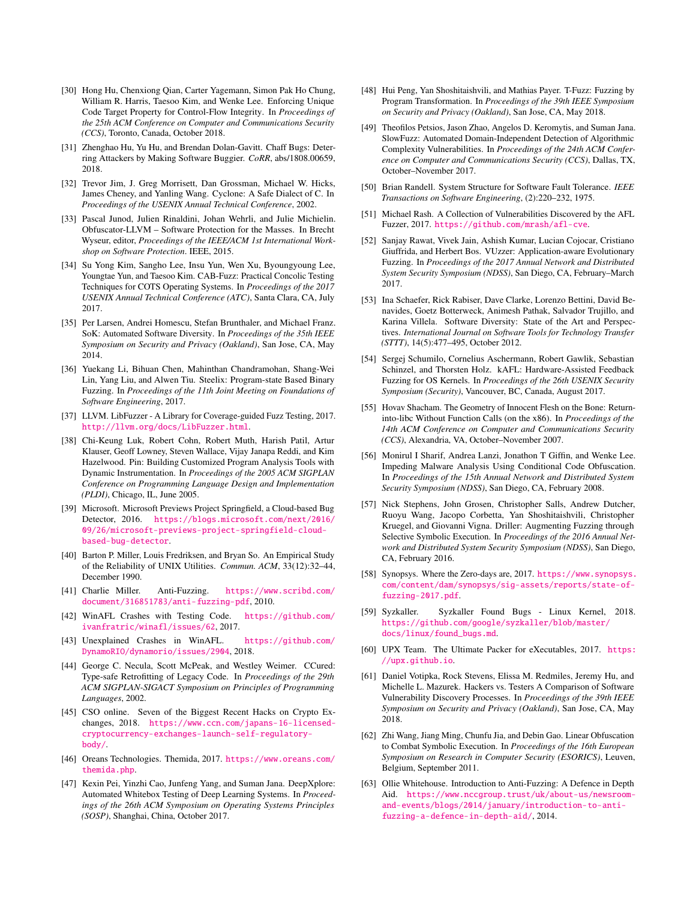[30] Hong Hu, Chenxiong Qian, Carter Yagemann, Simon Pak Ho Chung, William R. Harris, Taesoo Kim, and Wenke Lee. Enforcing Unique Code Target Property for Control-Flow Integrity. In *Proceedings of the 25th ACM Conference on Computer and Communications Security (CCS)*, Toronto, Canada, October 2018.

[31] Zhenghao Hu, Yu Hu, and Brendan Dolan-Gavitt. Chaff Bugs: Deterring Attackers by Making Software Buggier. *CoRR*, abs/1808.00659, 2018.

[32] Trevor Jim, J. Greg Morrisett, Dan Grossman, Michael W. Hicks, James Cheney, and Yanling Wang. Cyclone: A Safe Dialect of C. In *Proceedings of the USENIX Annual Technical Conference*, 2002.

[33] Pascal Junod, Julien Rinaldini, Johan Wehrli, and Julie Michielin. Obfuscator-LLVM – Software Protection for the Masses. In Brecht Wyseur, editor, *Proceedings of the IEEE/ACM 1st International Workshop on Software Protection*. IEEE, 2015.

[34] Su Yong Kim, Sangho Lee, Insu Yun, Wen Xu, Byoungyoung Lee, Youngtae Yun, and Taesoo Kim. CAB-Fuzz: Practical Concolic Testing Techniques for COTS Operating Systems. In *Proceedings of the 2017 USENIX Annual Technical Conference (ATC)*, Santa Clara, CA, July 2017.

[35] Per Larsen, Andrei Homescu, Stefan Brunthaler, and Michael Franz. SoK: Automated Software Diversity. In *Proceedings of the 35th IEEE Symposium on Security and Privacy (Oakland)*, San Jose, CA, May 2014.

[36] Yuekang Li, Bihuan Chen, Mahinthan Chandramohan, Shang-Wei Lin, Yang Liu, and Alwen Tiu. Steelix: Program-state Based Binary Fuzzing. In *Proceedings of the 11th Joint Meeting on Foundations of Software Engineering*, 2017.

[37] LLVM. LibFuzzer - A Library for Coverage-guided Fuzz Testing, 2017. http://llvm.org/docs/LibFuzzer.html.

[38] Chi-Keung Luk, Robert Cohn, Robert Muth, Harish Patil, Artur Klauser, Geoff Lowney, Steven Wallace, Vijay Janapa Reddi, and Kim Hazelwood. Pin: Building Customized Program Analysis Tools with Dynamic Instrumentation. In *Proceedings of the 2005 ACM SIGPLAN Conference on Programming Language Design and Implementation (PLDI)*, Chicago, IL, June 2005.

[39] Microsoft. Microsoft Previews Project Springfield, a Cloud-based Bug Detector, 2016. https://blogs.microsoft.com/next/2016/09/26/microsoft-previews-project-springfield-cloud-based-bug-detector.

[40] Barton P. Miller, Louis Fredriksen, and Bryan So. An Empirical Study of the Reliability of UNIX Utilities. *Commun. ACM*, 33(12):32–44, December 1990.

[41] Charlie Miller. Anti-Fuzzing. https://www.scribd.com/document/316851783/anti-fuzzing-pdf, 2010.

[42] WinAFL Crashes with Testing Code. https://github.com/ivanfratric/winafl/issues/62, 2017.

[43] Unexplained Crashes in WinAFL. https://github.com/DynamoRIO/dynamorio/issues/2904, 2018.

[44] George C. Necula, Scott McPeak, and Westley Weimer. CCured: Type-safe Retrofitting of Legacy Code. In *Proceedings of the 29th ACM SIGPLAN-SIGACT Symposium on Principles of Programming Languages*, 2002.

[45] CSO online. Seven of the Biggest Recent Hacks on Crypto Exchanges, 2018. https://www.ccn.com/japans-16-licensed-cryptocurrency-exchanges-launch-self-regulatory-body/.

[46] Oreans Technologies. Themida, 2017. https://www.oreans.com/themida.php.

[47] Kexin Pei, Yinzhi Cao, Junfeng Yang, and Suman Jana. DeepXplore: Automated Whitebox Testing of Deep Learning Systems. In *Proceedings of the 26th ACM Symposium on Operating Systems Principles (SOSP)*, Shanghai, China, October 2017.

[48] Hui Peng, Yan Shoshitaishvili, and Mathias Payer. T-Fuzz: Fuzzing by Program Transformation. In *Proceedings of the 39th IEEE Symposium on Security and Privacy (Oakland)*, San Jose, CA, May 2018.

[49] Theofilos Petsios, Jason Zhao, Angelos D. Keromytis, and Suman Jana. SlowFuzz: Automated Domain-Independent Detection of Algorithmic Complexity Vulnerabilities. In *Proceedings of the 24th ACM Conference on Computer and Communications Security (CCS)*, Dallas, TX, October–November 2017.

[50] Brian Randell. System Structure for Software Fault Tolerance. *IEEE Transactions on Software Engineering*, (2):220–232, 1975.

[51] Michael Rash. A Collection of Vulnerabilities Discovered by the AFL Fuzzer, 2017. https://github.com/mrash/afl-cve.

[52] Sanjay Rawat, Vivek Jain, Ashish Kumar, Lucian Cojocar, Cristiano Giuffrida, and Herbert Bos. VUzzer: Application-aware Evolutionary Fuzzing. In *Proceedings of the 2017 Annual Network and Distributed System Security Symposium (NDSS)*, San Diego, CA, February–March 2017.

[53] Ina Schaefer, Rick Rabiser, Dave Clarke, Lorenzo Bettini, David Benavides, Goetz Botterweck, Animesh Pathak, Salvador Trujillo, and Karina Villela. Software Diversity: State of the Art and Perspectives. *International Journal on Software Tools for Technology Transfer (STTT)*, 14(5):477–495, October 2012.

[54] Sergej Schumilo, Cornelius Aschermann, Robert Gawlik, Sebastian Schinzel, and Thorsten Holz. kAFL: Hardware-Assisted Feedback Fuzzing for OS Kernels. In *Proceedings of the 26th USENIX Security Symposium (Security)*, Vancouver, BC, Canada, August 2017.

[55] Hovav Shacham. The Geometry of Innocent Flesh on the Bone: Return-into-libc Without Function Calls (on the x86). In *Proceedings of the 14th ACM Conference on Computer and Communications Security (CCS)*, Alexandria, VA, October–November 2007.

[56] Monirul I Sharif, Andrea Lanzi, Jonathon T Giffin, and Wenke Lee. Impeding Malware Analysis Using Conditional Code Obfuscation. In *Proceedings of the 15th Annual Network and Distributed System Security Symposium (NDSS)*, San Diego, CA, February 2008.

[57] Nick Stephens, John Grosen, Christopher Salls, Andrew Dutcher, Ruoyu Wang, Jacopo Corbetta, Yan Shoshitaishvili, Christopher Kruegel, and Giovanni Vigna. Driller: Augmenting Fuzzing through Selective Symbolic Execution. In *Proceedings of the 2016 Annual Network and Distributed System Security Symposium (NDSS)*, San Diego, CA, February 2016.

[58] Synopsys. Where the Zero-days are, 2017. https://www.synopsys.com/content/dam/synopsys/sig-assets/reports/state-of-fuzzing-2017.pdf.

[59] Syzkaller. Syzkaller Found Bugs - Linux Kernel, 2018. https://github.com/google/syzkaller/blob/master/docs/linux/found_bugs.md.

[60] UPX Team. The Ultimate Packer for eXecutables, 2017. https://upx.github.io.

[61] Daniel Votipka, Rock Stevens, Elissa M. Redmiles, Jeremy Hu, and Michelle L. Mazurek. Hackers vs. Testers A Comparison of Software Vulnerability Discovery Processes. In *Proceedings of the 39th IEEE Symposium on Security and Privacy (Oakland)*, San Jose, CA, May 2018.

[62] Zhi Wang, Jiang Ming, Chunfu Jia, and Debin Gao. Linear Obfuscation to Combat Symbolic Execution. In *Proceedings of the 16th European Symposium on Research in Computer Security (ESORICS)*, Leuven, Belgium, September 2011.

[63] Ollie Whitehouse. Introduction to Anti-Fuzzing: A Defence in Depth Aid. https://www.nccgroup.trust/uk/about-us/newsroom-and-events/blogs/2014/january/introduction-to-anti-fuzzing-a-defence-in-depth-aid/, 2014.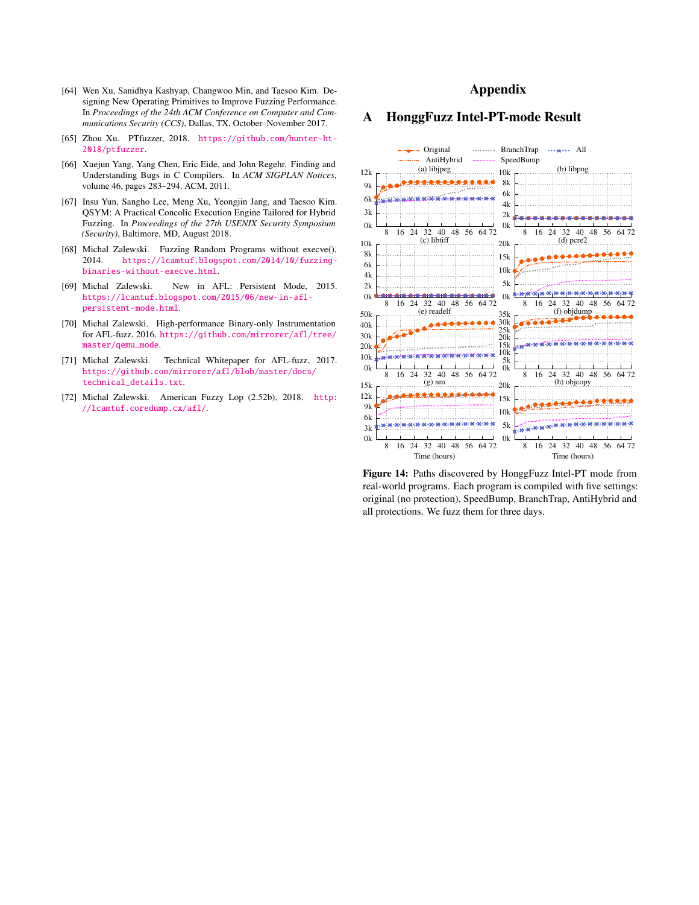[64] Wen Xu, Sanidhya Kashyap, Changwoo Min, and Taesoo Kim. Designing New Operating Primitives to Improve Fuzzing Performance. In *Proceedings of the 24th ACM Conference on Computer and Communications Security (CCS)*, Dallas, TX, October–November 2017.

[65] Zhou Xu. PTfuzzer, 2018. https://github.com/hunter-ht-2018/ptfuzzer.

[66] Xuejun Yang, Yang Chen, Eric Eide, and John Regehr. Finding and Understanding Bugs in C Compilers. In *ACM SIGPLAN Notices*, volume 46, pages 283–294. ACM, 2011.

[67] Insu Yun, Sangho Lee, Meng Xu, Yeongjin Jang, and Taesoo Kim. QSYM: A Practical Concolic Execution Engine Tailored for Hybrid Fuzzing. In *Proceedings of the 27th USENIX Security Symposium (Security)*, Baltimore, MD, August 2018.

[68] Michal Zalewski. Fuzzing Random Programs without execve(), 2014. https://lcamtuf.blogspot.com/2014/10/fuzzing-binaries-without-execve.html.

[69] Michal Zalewski. New in AFL: Persistent Mode, 2015. https://lcamtuf.blogspot.com/2015/06/new-in-afl-persistent-mode.html.

[70] Michal Zalewski. High-performance Binary-only Instrumentation for AFL-fuzz, 2016. https://github.com/mirrorer/afl/tree/master/qemu_mode.

[71] Michal Zalewski. Technical Whitepaper for AFL-fuzz, 2017. https://github.com/mirrorer/afl/blob/master/docs/technical_details.txt.

[72] Michal Zalewski. American Fuzzy Lop (2.52b), 2018. http://lcamtuf.coredump.cx/afl/.

# Appendix

## A HonggFuzz Intel-PT-mode Result

Original
AntiHybrid
BranchTrap
SpeedBump
All

(a) libjpeg
(b) libpng
(c) libtiff
(d) pcre2
(e) readelf
(f) objdump
(g) nm
(h) objcopy

Time (hours)

**Figure 14:** Paths discovered by HonggFuzz Intel-PT mode from real-world programs. Each program is compiled with five settings: original (no protection), SpeedBump, BranchTrap, AntiHybrid and all protections. We fuzz them for three days.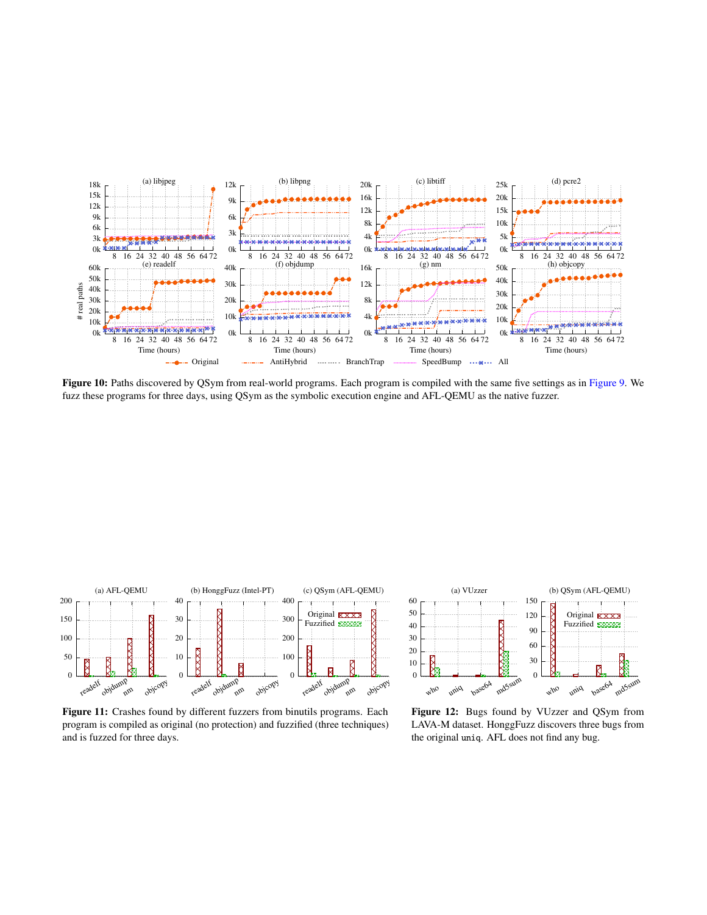(a) libjpeg
18k
15k
12k
9k
6k
3k
0k
8 16 24 32 40 48 56 64 72

(b) libpng
12k
9k
6k
3k
0k
8 16 24 32 40 48 56 64 72

(c) libtiff
20k
16k
12k
8k
4k
0k
8 16 24 32 40 48 56 64 72

(d) pcre2
25k
20k
15k
10k
5k
0k
8 16 24 32 40 48 56 64 72

(e) readelf
60k
50k
40k
30k
20k
10k
0k
8 16 24 32 40 48 56 64 72
Time (hours)

(f) objdump
40k
30k
20k
10k
0k
8 16 24 32 40 48 56 64 72
Time (hours)

(g) nm
16k
12k
8k
4k
0k
8 16 24 32 40 48 56 64 72
Time (hours)

(h) objcopy
50k
40k
30k
20k
10k
0k
8 16 24 32 40 48 56 64 72
Time (hours)

# real paths

Original AntiHybrid BranchTrap SpeedBump All

**Figure 10:** Paths discovered by QSym from real-world programs. Each program is compiled with the same five settings as in Figure 9. We fuzz these programs for three days, using QSym as the symbolic execution engine and AFL-QEMU as the native fuzzer.

(a) AFL-QEMU
200
150
100
50
0
readelf objdump nm objcopy

(b) HonggFuzz (Intel-PT)
40
30
20
10
0
readelf objdump nm objcopy

(c) QSym (AFL-QEMU)
400
300
200
100
0
Original
Fuzzified
readelf objdump nm objcopy

**Figure 11:** Crashes found by different fuzzers from binutils programs. Each program is compiled as original (no protection) and fuzzified (three techniques) and is fuzzed for three days.

(a) VUzzer
60
50
40
30
20
10
0
who uniq base64 md5sum

(b) QSym (AFL-QEMU)
150
120
90
60
30
0
Original
Fuzzified
who uniq base64 md5sum

**Figure 12:** Bugs found by VUzzer and QSym from LAVA-M dataset. HonggFuzz discovers three bugs from the original `uniq`. AFL does not find any bug.